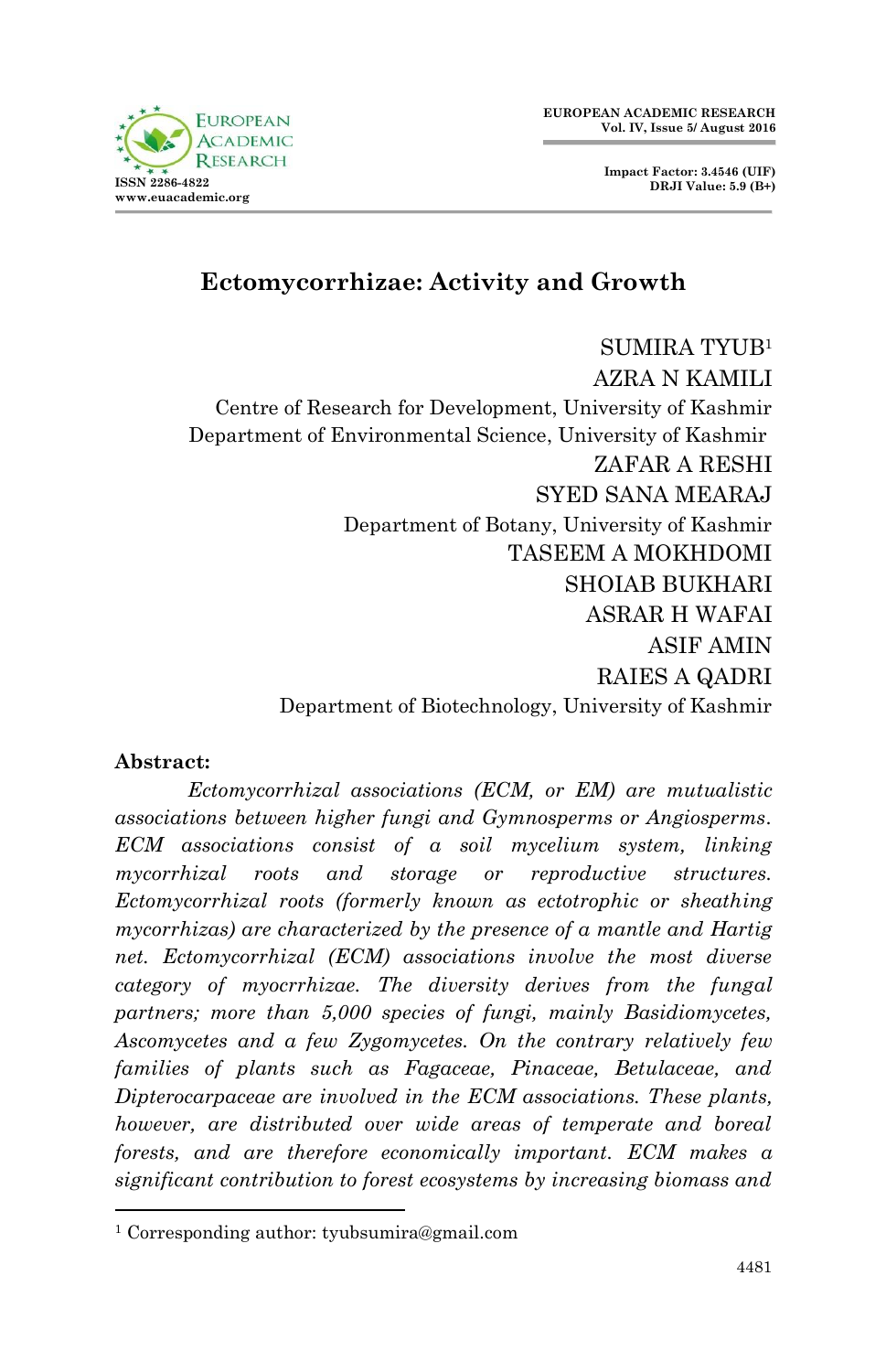# Ectomycorrhizae: Activity and Growth

SUMIRA TYUB[1]
AZRA N KAMILI
Centre of Research for Development, University of Kashmir
Department of Environmental Science, University of Kashmir
ZAFAR A RESHI
SYED SANA MEARAJ
Department of Botany, University of Kashmir
TASEEM A MOKHDOMI
SHOIAB BUKHARI
ASRAR H WAFAI
ASIF AMIN
RAIES A QADRI
Department of Biotechnology, University of Kashmir

**Abstract:**

*Ectomycorrhizal associations (ECM, or EM) are mutualistic associations between higher fungi and Gymnosperms or Angiosperms. ECM associations consist of a soil mycelium system, linking mycorrhizal roots and storage or reproductive structures. Ectomycorrhizal roots (formerly known as ectotrophic or sheathing mycorrhizas) are characterized by the presence of a mantle and Hartig net. Ectomycorrhizal (ECM) associations involve the most diverse category of myocrrhizae. The diversity derives from the fungal partners; more than 5,000 species of fungi, mainly Basidiomycetes, Ascomycetes and a few Zygomycetes. On the contrary relatively few families of plants such as Fagaceae, Pinaceae, Betulaceae, and Dipterocarpaceae are involved in the ECM associations. These plants, however, are distributed over wide areas of temperate and boreal forests, and are therefore economically important. ECM makes a significant contribution to forest ecosystems by increasing biomass and*

[1] Corresponding author: tyubsumira@gmail.com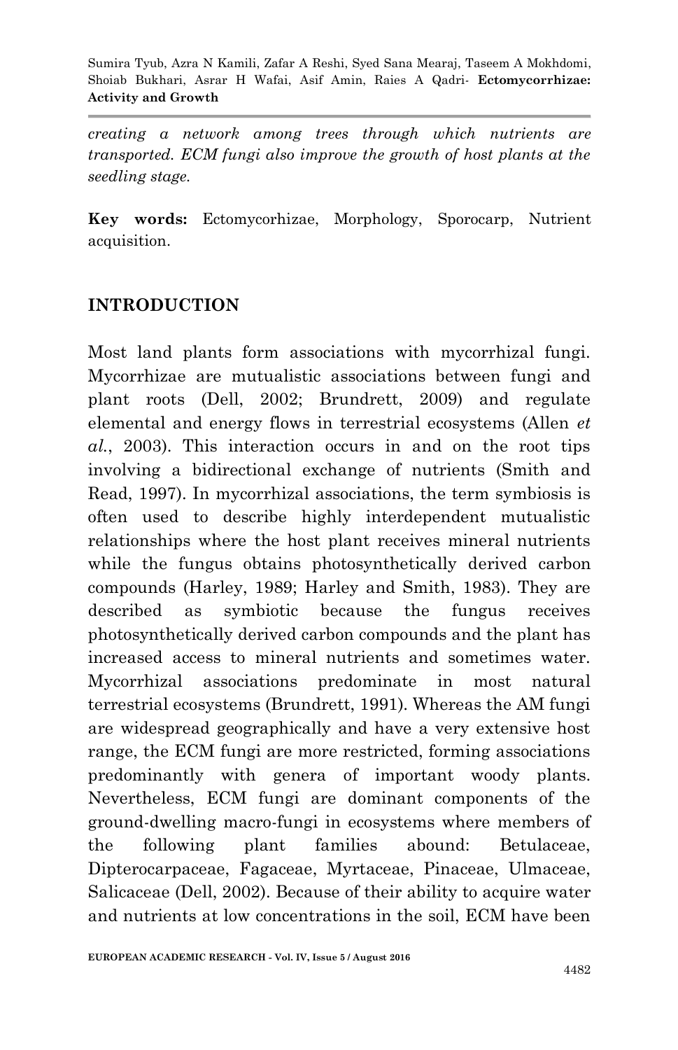*creating a network among trees through which nutrients are transported. ECM fungi also improve the growth of host plants at the seedling stage.*

**Key words:** Ectomycorhizae, Morphology, Sporocarp, Nutrient acquisition.

## INTRODUCTION

Most land plants form associations with mycorrhizal fungi. Mycorrhizae are mutualistic associations between fungi and plant roots (Dell, 2002; Brundrett, 2009) and regulate elemental and energy flows in terrestrial ecosystems (Allen *et al.*, 2003). This interaction occurs in and on the root tips involving a bidirectional exchange of nutrients (Smith and Read, 1997). In mycorrhizal associations, the term symbiosis is often used to describe highly interdependent mutualistic relationships where the host plant receives mineral nutrients while the fungus obtains photosynthetically derived carbon compounds (Harley, 1989; Harley and Smith, 1983). They are described as symbiotic because the fungus receives photosynthetically derived carbon compounds and the plant has increased access to mineral nutrients and sometimes water. Mycorrhizal associations predominate in most natural terrestrial ecosystems (Brundrett, 1991). Whereas the AM fungi are widespread geographically and have a very extensive host range, the ECM fungi are more restricted, forming associations predominantly with genera of important woody plants. Nevertheless, ECM fungi are dominant components of the ground-dwelling macro-fungi in ecosystems where members of the following plant families abound: Betulaceae, Dipterocarpaceae, Fagaceae, Myrtaceae, Pinaceae, Ulmaceae, Salicaceae (Dell, 2002). Because of their ability to acquire water and nutrients at low concentrations in the soil, ECM have been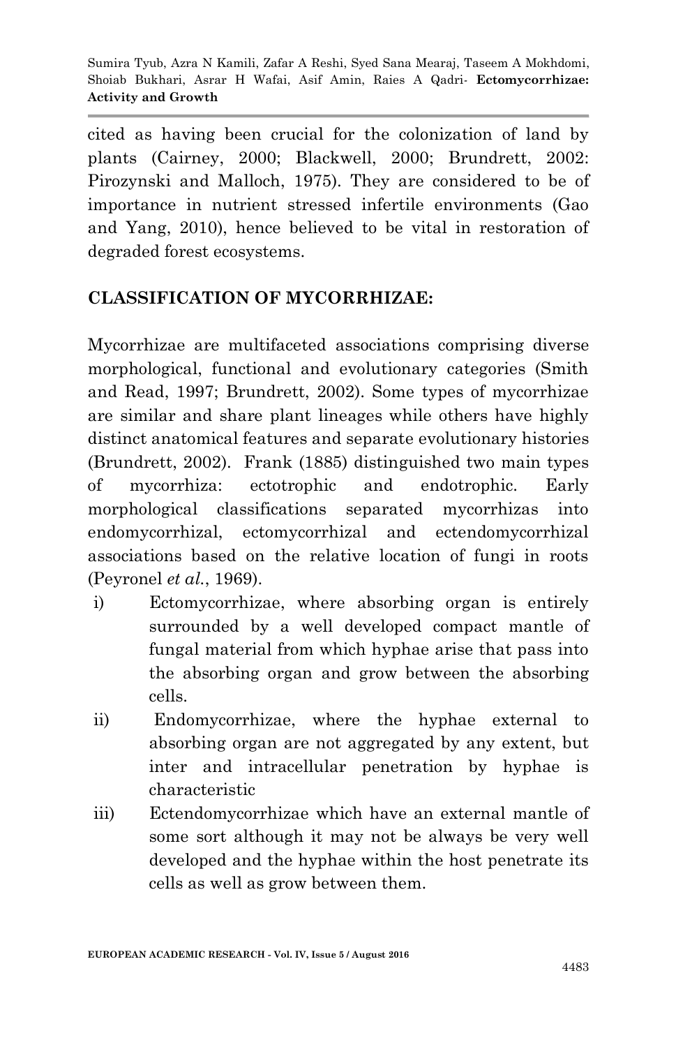cited as having been crucial for the colonization of land by plants (Cairney, 2000; Blackwell, 2000; Brundrett, 2002: Pirozynski and Malloch, 1975). They are considered to be of importance in nutrient stressed infertile environments (Gao and Yang, 2010), hence believed to be vital in restoration of degraded forest ecosystems.

## CLASSIFICATION OF MYCORRHIZAE:

Mycorrhizae are multifaceted associations comprising diverse morphological, functional and evolutionary categories (Smith and Read, 1997; Brundrett, 2002). Some types of mycorrhizae are similar and share plant lineages while others have highly distinct anatomical features and separate evolutionary histories (Brundrett, 2002). Frank (1885) distinguished two main types of mycorrhiza: ectotrophic and endotrophic. Early morphological classifications separated mycorrhizas into endomycorrhizal, ectomycorrhizal and ectendomycorrhizal associations based on the relative location of fungi in roots (Peyronel *et al.*, 1969).

i) Ectomycorrhizae, where absorbing organ is entirely surrounded by a well developed compact mantle of fungal material from which hyphae arise that pass into the absorbing organ and grow between the absorbing cells.

ii) Endomycorrhizae, where the hyphae external to absorbing organ are not aggregated by any extent, but inter and intracellular penetration by hyphae is characteristic

iii) Ectendomycorrhizae which have an external mantle of some sort although it may not be always be very well developed and the hyphae within the host penetrate its cells as well as grow between them.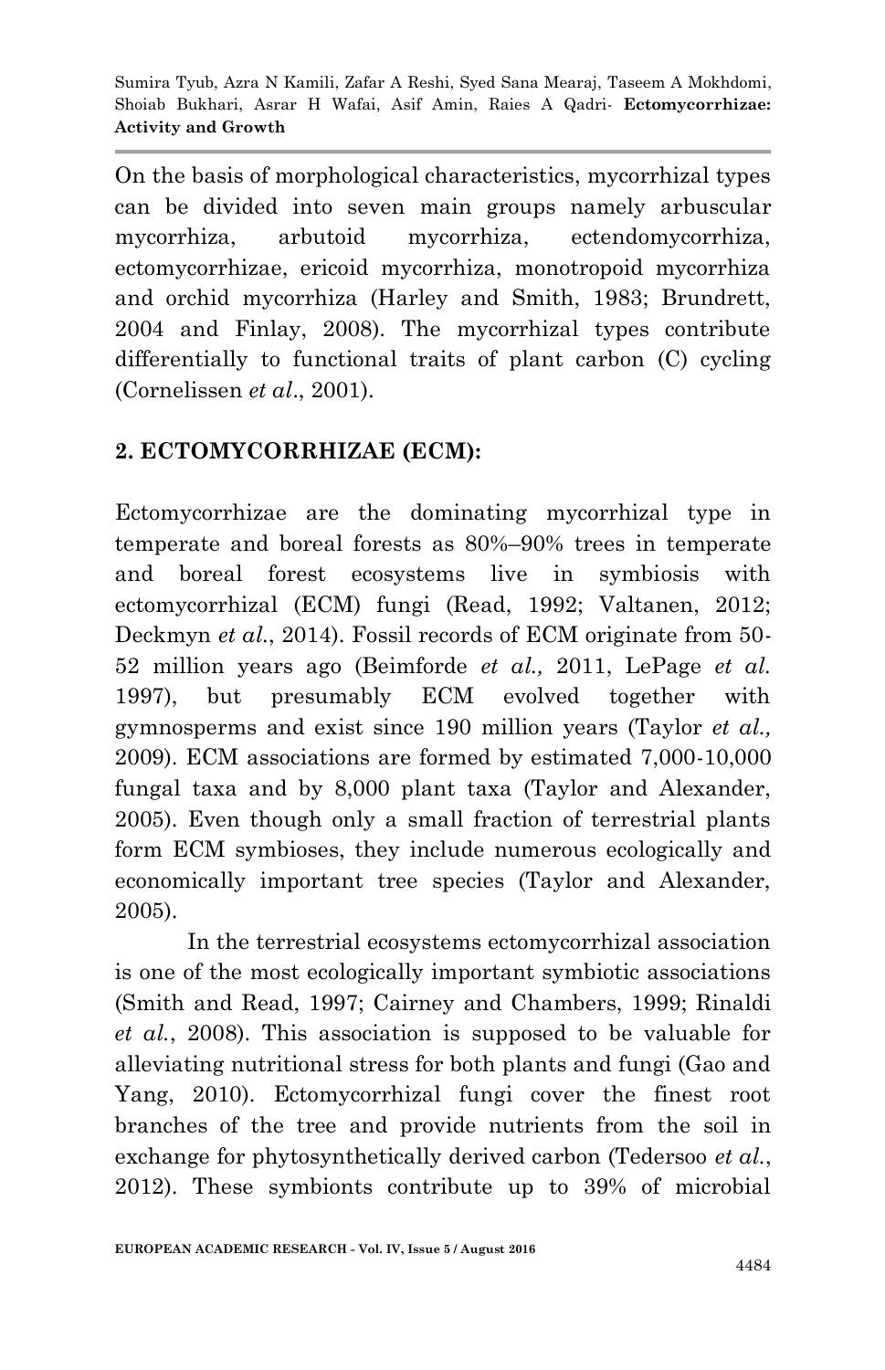On the basis of morphological characteristics, mycorrhizal types can be divided into seven main groups namely arbuscular mycorrhiza, arbutoid mycorrhiza, ectendomycorrhiza, ectomycorrhizae, ericoid mycorrhiza, monotropoid mycorrhiza and orchid mycorrhiza (Harley and Smith, 1983; Brundrett, 2004 and Finlay, 2008). The mycorrhizal types contribute differentially to functional traits of plant carbon (C) cycling (Cornelissen *et al*., 2001).

## 2. ECTOMYCORRHIZAE (ECM):

Ectomycorrhizae are the dominating mycorrhizal type in temperate and boreal forests as 80%–90% trees in temperate and boreal forest ecosystems live in symbiosis with ectomycorrhizal (ECM) fungi (Read, 1992; Valtanen, 2012; Deckmyn *et al*., 2014). Fossil records of ECM originate from 50-52 million years ago (Beimforde *et al.,* 2011, LePage *et al.* 1997), but presumably ECM evolved together with gymnosperms and exist since 190 million years (Taylor *et al.,* 2009). ECM associations are formed by estimated 7,000-10,000 fungal taxa and by 8,000 plant taxa (Taylor and Alexander, 2005). Even though only a small fraction of terrestrial plants form ECM symbioses, they include numerous ecologically and economically important tree species (Taylor and Alexander, 2005).

In the terrestrial ecosystems ectomycorrhizal association is one of the most ecologically important symbiotic associations (Smith and Read, 1997; Cairney and Chambers, 1999; Rinaldi *et al.*, 2008). This association is supposed to be valuable for alleviating nutritional stress for both plants and fungi (Gao and Yang, 2010). Ectomycorrhizal fungi cover the finest root branches of the tree and provide nutrients from the soil in exchange for phytosynthetically derived carbon (Tedersoo *et al.*, 2012). These symbionts contribute up to 39% of microbial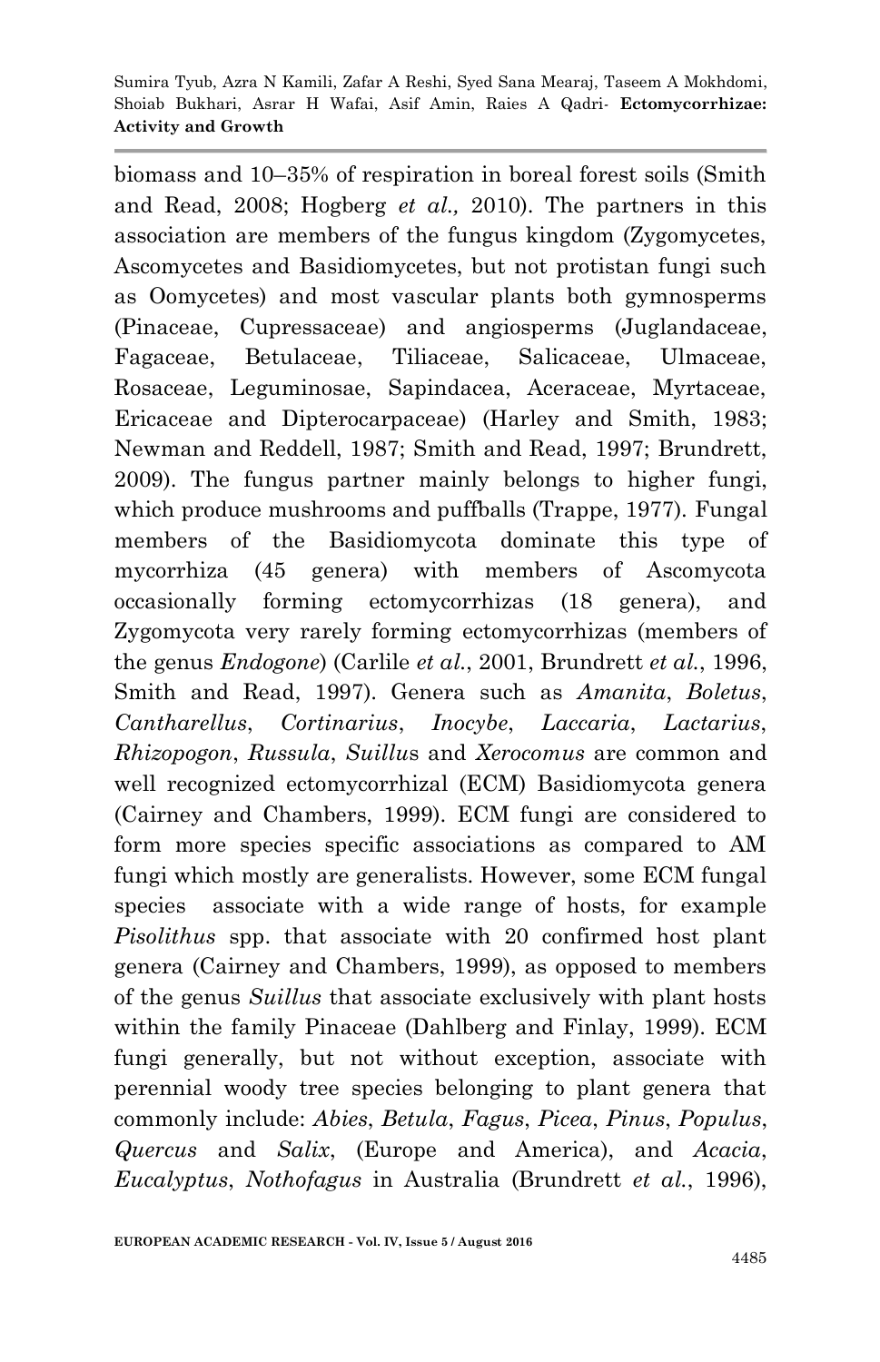biomass and 10–35% of respiration in boreal forest soils (Smith and Read, 2008; Hogberg *et al.,* 2010). The partners in this association are members of the fungus kingdom (Zygomycetes, Ascomycetes and Basidiomycetes, but not protistan fungi such as Oomycetes) and most vascular plants both gymnosperms (Pinaceae, Cupressaceae) and angiosperms (Juglandaceae, Fagaceae, Betulaceae, Tiliaceae, Salicaceae, Ulmaceae, Rosaceae, Leguminosae, Sapindacea, Aceraceae, Myrtaceae, Ericaceae and Dipterocarpaceae) (Harley and Smith, 1983; Newman and Reddell, 1987; Smith and Read, 1997; Brundrett, 2009). The fungus partner mainly belongs to higher fungi, which produce mushrooms and puffballs (Trappe, 1977). Fungal members of the Basidiomycota dominate this type of mycorrhiza (45 genera) with members of Ascomycota occasionally forming ectomycorrhizas (18 genera), and Zygomycota very rarely forming ectomycorrhizas (members of the genus *Endogone*) (Carlile *et al.*, 2001, Brundrett *et al.*, 1996, Smith and Read, 1997). Genera such as *Amanita*, *Boletus*, *Cantharellus*, *Cortinarius*, *Inocybe*, *Laccaria*, *Lactarius*, *Rhizopogon*, *Russula*, *Suillu*s and *Xerocomus* are common and well recognized ectomycorrhizal (ECM) Basidiomycota genera (Cairney and Chambers, 1999). ECM fungi are considered to form more species specific associations as compared to AM fungi which mostly are generalists. However, some ECM fungal species associate with a wide range of hosts, for example *Pisolithus* spp. that associate with 20 confirmed host plant genera (Cairney and Chambers, 1999), as opposed to members of the genus *Suillus* that associate exclusively with plant hosts within the family Pinaceae (Dahlberg and Finlay, 1999). ECM fungi generally, but not without exception, associate with perennial woody tree species belonging to plant genera that commonly include: *Abies*, *Betula*, *Fagus*, *Picea*, *Pinus*, *Populus*, *Quercus* and *Salix*, (Europe and America), and *Acacia*, *Eucalyptus*, *Nothofagus* in Australia (Brundrett *et al.*, 1996),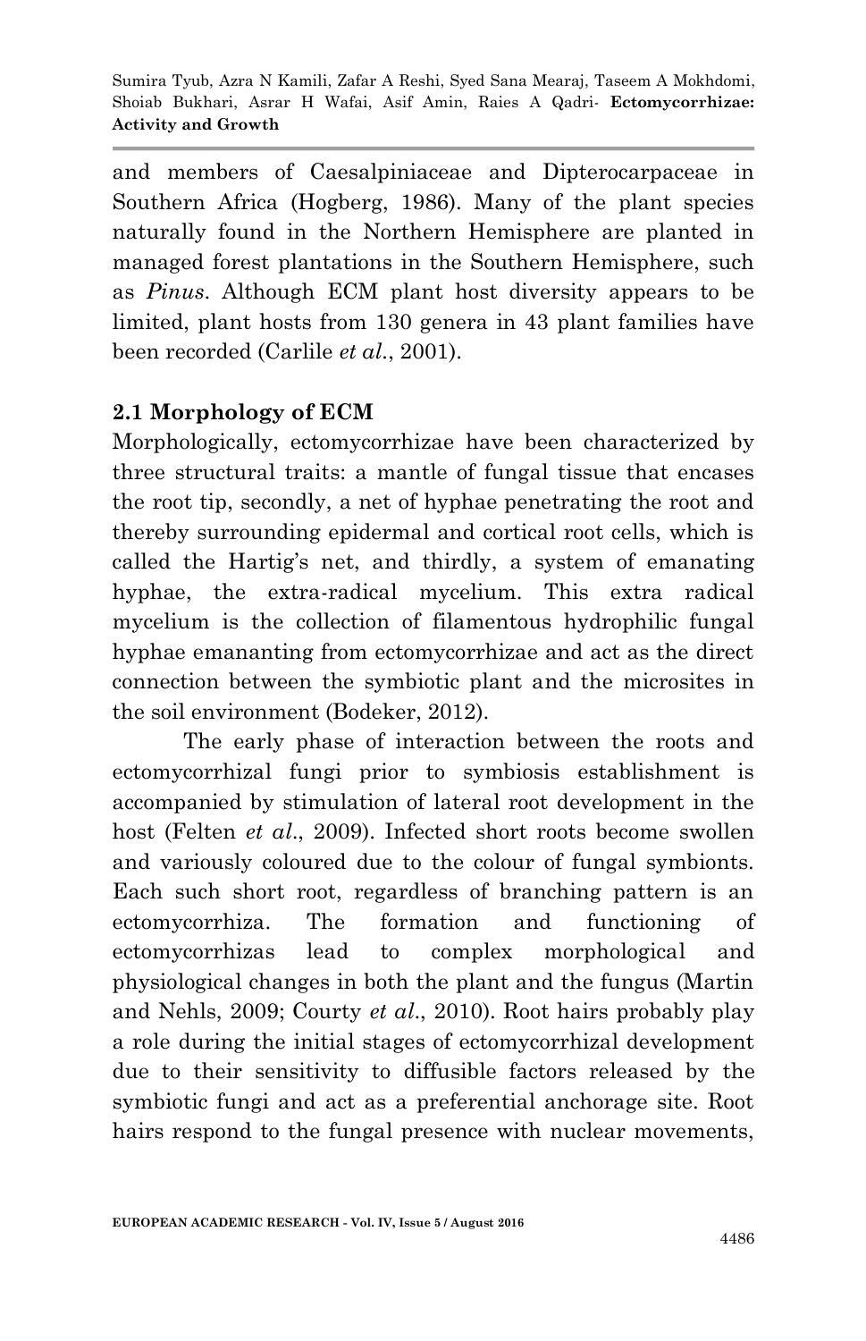and members of Caesalpiniaceae and Dipterocarpaceae in Southern Africa (Hogberg, 1986). Many of the plant species naturally found in the Northern Hemisphere are planted in managed forest plantations in the Southern Hemisphere, such as *Pinus*. Although ECM plant host diversity appears to be limited, plant hosts from 130 genera in 43 plant families have been recorded (Carlile *et al*., 2001).

## 2.1 Morphology of ECM

Morphologically, ectomycorrhizae have been characterized by three structural traits: a mantle of fungal tissue that encases the root tip, secondly, a net of hyphae penetrating the root and thereby surrounding epidermal and cortical root cells, which is called the Hartig's net, and thirdly, a system of emanating hyphae, the extra-radical mycelium. This extra radical mycelium is the collection of filamentous hydrophilic fungal hyphae emananting from ectomycorrhizae and act as the direct connection between the symbiotic plant and the microsites in the soil environment (Bodeker, 2012).

The early phase of interaction between the roots and ectomycorrhizal fungi prior to symbiosis establishment is accompanied by stimulation of lateral root development in the host (Felten *et al*., 2009). Infected short roots become swollen and variously coloured due to the colour of fungal symbionts. Each such short root, regardless of branching pattern is an ectomycorrhiza. The formation and functioning of ectomycorrhizas lead to complex morphological and physiological changes in both the plant and the fungus (Martin and Nehls, 2009; Courty *et al*., 2010). Root hairs probably play a role during the initial stages of ectomycorrhizal development due to their sensitivity to diffusible factors released by the symbiotic fungi and act as a preferential anchorage site. Root hairs respond to the fungal presence with nuclear movements,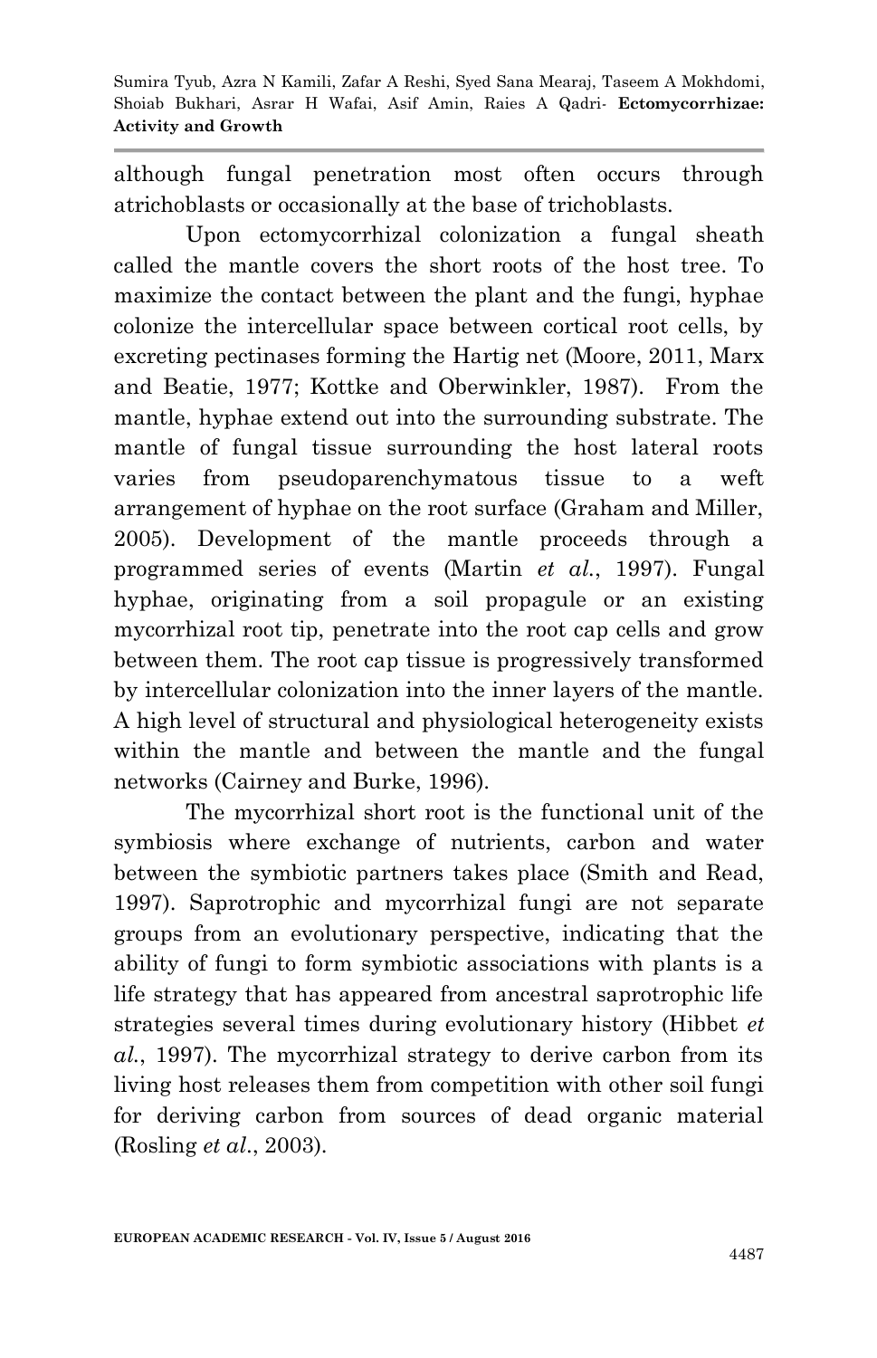although fungal penetration most often occurs through atrichoblasts or occasionally at the base of trichoblasts.

Upon ectomycorrhizal colonization a fungal sheath called the mantle covers the short roots of the host tree. To maximize the contact between the plant and the fungi, hyphae colonize the intercellular space between cortical root cells, by excreting pectinases forming the Hartig net (Moore, 2011, Marx and Beatie, 1977; Kottke and Oberwinkler, 1987). From the mantle, hyphae extend out into the surrounding substrate. The mantle of fungal tissue surrounding the host lateral roots varies from pseudoparenchymatous tissue to a weft arrangement of hyphae on the root surface (Graham and Miller, 2005). Development of the mantle proceeds through a programmed series of events (Martin *et al.*, 1997). Fungal hyphae, originating from a soil propagule or an existing mycorrhizal root tip, penetrate into the root cap cells and grow between them. The root cap tissue is progressively transformed by intercellular colonization into the inner layers of the mantle. A high level of structural and physiological heterogeneity exists within the mantle and between the mantle and the fungal networks (Cairney and Burke, 1996).

The mycorrhizal short root is the functional unit of the symbiosis where exchange of nutrients, carbon and water between the symbiotic partners takes place (Smith and Read, 1997). Saprotrophic and mycorrhizal fungi are not separate groups from an evolutionary perspective, indicating that the ability of fungi to form symbiotic associations with plants is a life strategy that has appeared from ancestral saprotrophic life strategies several times during evolutionary history (Hibbet *et al.*, 1997). The mycorrhizal strategy to derive carbon from its living host releases them from competition with other soil fungi for deriving carbon from sources of dead organic material (Rosling *et al*., 2003).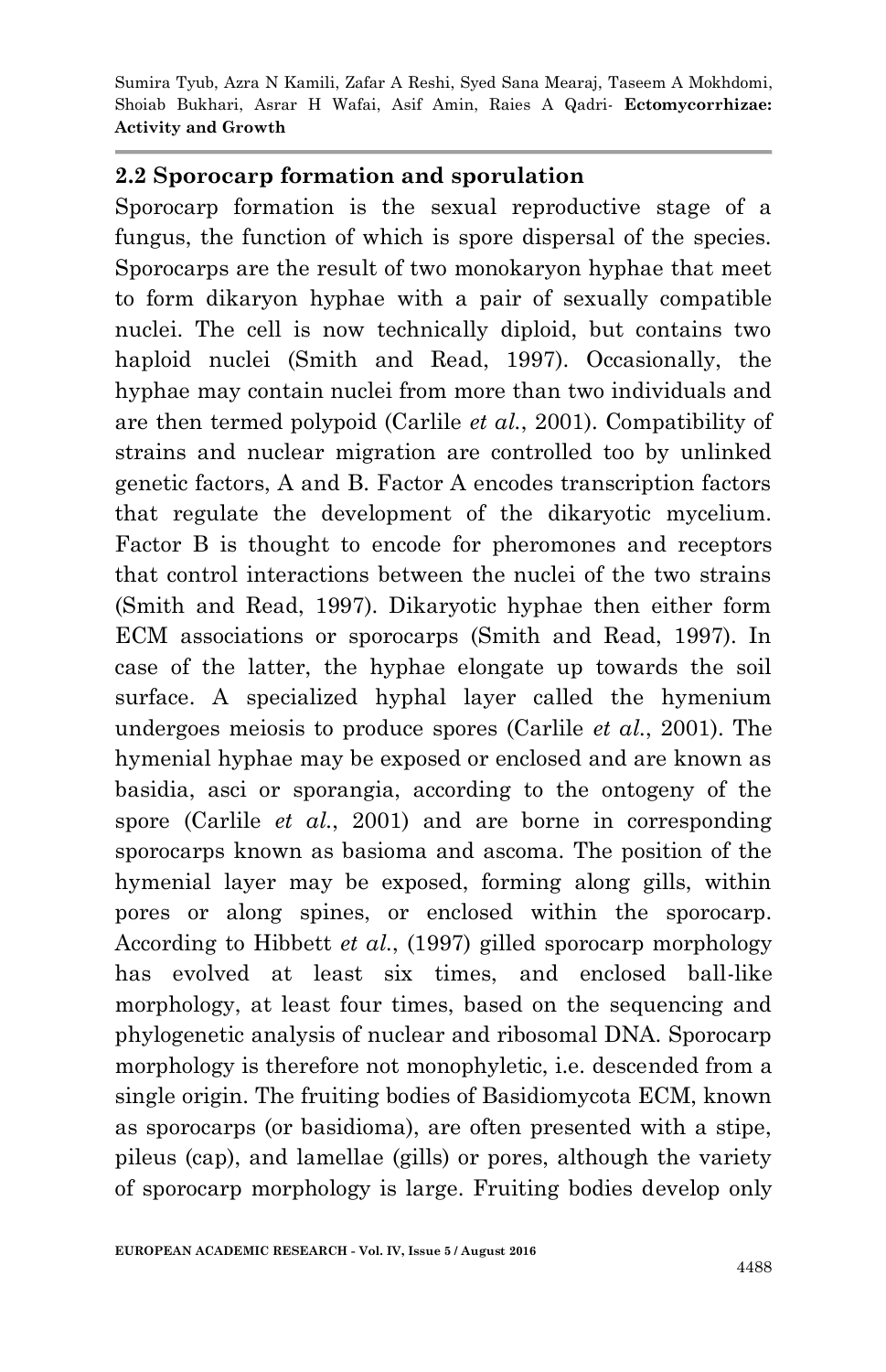## 2.2 Sporocarp formation and sporulation

Sporocarp formation is the sexual reproductive stage of a fungus, the function of which is spore dispersal of the species. Sporocarps are the result of two monokaryon hyphae that meet to form dikaryon hyphae with a pair of sexually compatible nuclei. The cell is now technically diploid, but contains two haploid nuclei (Smith and Read, 1997). Occasionally, the hyphae may contain nuclei from more than two individuals and are then termed polypoid (Carlile *et al.*, 2001). Compatibility of strains and nuclear migration are controlled too by unlinked genetic factors, A and B. Factor A encodes transcription factors that regulate the development of the dikaryotic mycelium. Factor B is thought to encode for pheromones and receptors that control interactions between the nuclei of the two strains (Smith and Read, 1997). Dikaryotic hyphae then either form ECM associations or sporocarps (Smith and Read, 1997). In case of the latter, the hyphae elongate up towards the soil surface. A specialized hyphal layer called the hymenium undergoes meiosis to produce spores (Carlile *et al.*, 2001). The hymenial hyphae may be exposed or enclosed and are known as basidia, asci or sporangia, according to the ontogeny of the spore (Carlile *et al.*, 2001) and are borne in corresponding sporocarps known as basioma and ascoma. The position of the hymenial layer may be exposed, forming along gills, within pores or along spines, or enclosed within the sporocarp. According to Hibbett *et al.*, (1997) gilled sporocarp morphology has evolved at least six times, and enclosed ball-like morphology, at least four times, based on the sequencing and phylogenetic analysis of nuclear and ribosomal DNA. Sporocarp morphology is therefore not monophyletic, i.e. descended from a single origin. The fruiting bodies of Basidiomycota ECM, known as sporocarps (or basidioma), are often presented with a stipe, pileus (cap), and lamellae (gills) or pores, although the variety of sporocarp morphology is large. Fruiting bodies develop only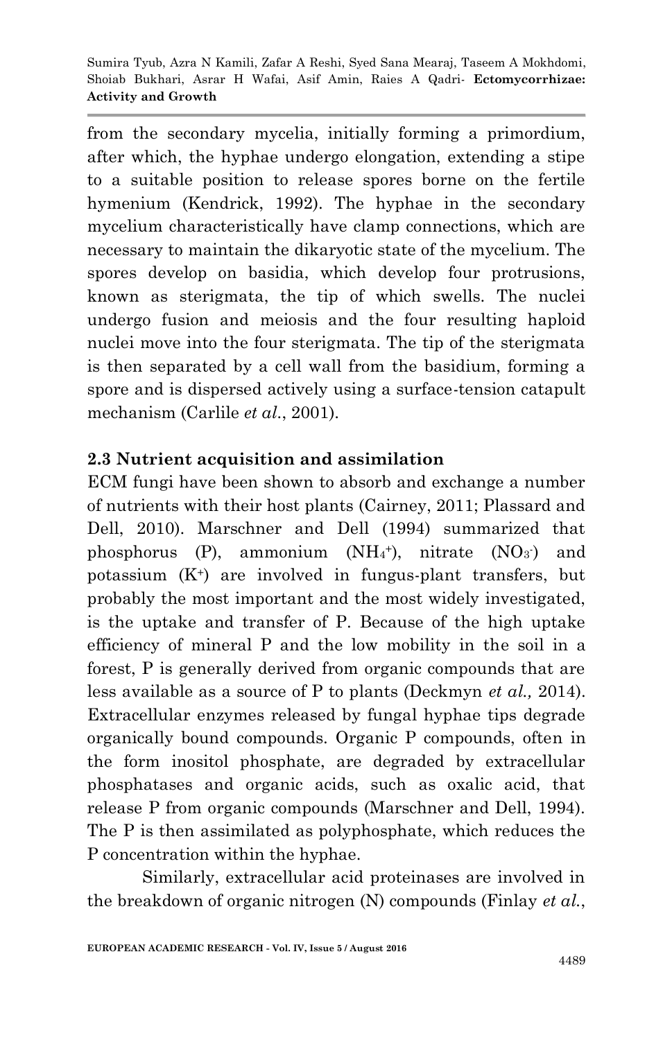from the secondary mycelia, initially forming a primordium, after which, the hyphae undergo elongation, extending a stipe to a suitable position to release spores borne on the fertile hymenium (Kendrick, 1992). The hyphae in the secondary mycelium characteristically have clamp connections, which are necessary to maintain the dikaryotic state of the mycelium. The spores develop on basidia, which develop four protrusions, known as sterigmata, the tip of which swells. The nuclei undergo fusion and meiosis and the four resulting haploid nuclei move into the four sterigmata. The tip of the sterigmata is then separated by a cell wall from the basidium, forming a spore and is dispersed actively using a surface-tension catapult mechanism (Carlile *et al.*, 2001).

## 2.3 Nutrient acquisition and assimilation

ECM fungi have been shown to absorb and exchange a number of nutrients with their host plants (Cairney, 2011; Plassard and Dell, 2010). Marschner and Dell (1994) summarized that phosphorus (P), ammonium ($NH_4^+$), nitrate ($NO_3^-$) and potassium ($K^+$) are involved in fungus-plant transfers, but probably the most important and the most widely investigated, is the uptake and transfer of P. Because of the high uptake efficiency of mineral P and the low mobility in the soil in a forest, P is generally derived from organic compounds that are less available as a source of P to plants (Deckmyn *et al.,* 2014). Extracellular enzymes released by fungal hyphae tips degrade organically bound compounds. Organic P compounds, often in the form inositol phosphate, are degraded by extracellular phosphatases and organic acids, such as oxalic acid, that release P from organic compounds (Marschner and Dell, 1994). The P is then assimilated as polyphosphate, which reduces the P concentration within the hyphae.

Similarly, extracellular acid proteinases are involved in the breakdown of organic nitrogen (N) compounds (Finlay *et al.*,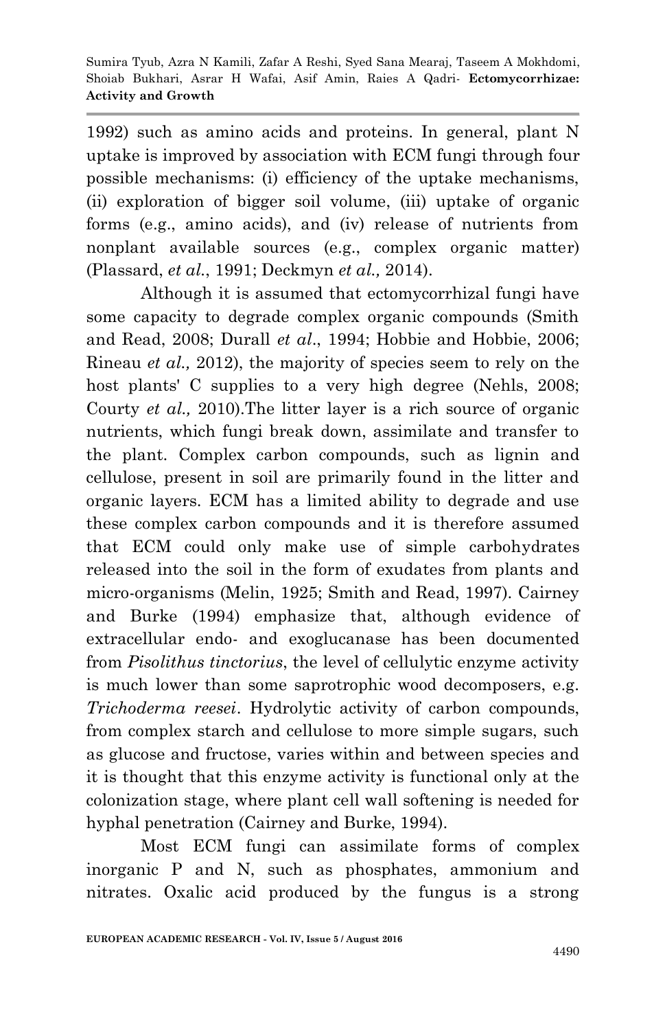1992) such as amino acids and proteins. In general, plant N uptake is improved by association with ECM fungi through four possible mechanisms: (i) efficiency of the uptake mechanisms, (ii) exploration of bigger soil volume, (iii) uptake of organic forms (e.g., amino acids), and (iv) release of nutrients from nonplant available sources (e.g., complex organic matter) (Plassard, *et al.*, 1991; Deckmyn *et al.,* 2014).

Although it is assumed that ectomycorrhizal fungi have some capacity to degrade complex organic compounds (Smith and Read, 2008; Durall *et al*., 1994; Hobbie and Hobbie, 2006; Rineau *et al.,* 2012), the majority of species seem to rely on the host plants' C supplies to a very high degree (Nehls, 2008; Courty *et al.,* 2010).The litter layer is a rich source of organic nutrients, which fungi break down, assimilate and transfer to the plant. Complex carbon compounds, such as lignin and cellulose, present in soil are primarily found in the litter and organic layers. ECM has a limited ability to degrade and use these complex carbon compounds and it is therefore assumed that ECM could only make use of simple carbohydrates released into the soil in the form of exudates from plants and micro-organisms (Melin, 1925; Smith and Read, 1997). Cairney and Burke (1994) emphasize that, although evidence of extracellular endo- and exoglucanase has been documented from *Pisolithus tinctorius*, the level of cellulytic enzyme activity is much lower than some saprotrophic wood decomposers, e.g. *Trichoderma reesei*. Hydrolytic activity of carbon compounds, from complex starch and cellulose to more simple sugars, such as glucose and fructose, varies within and between species and it is thought that this enzyme activity is functional only at the colonization stage, where plant cell wall softening is needed for hyphal penetration (Cairney and Burke, 1994).

Most ECM fungi can assimilate forms of complex inorganic P and N, such as phosphates, ammonium and nitrates. Oxalic acid produced by the fungus is a strong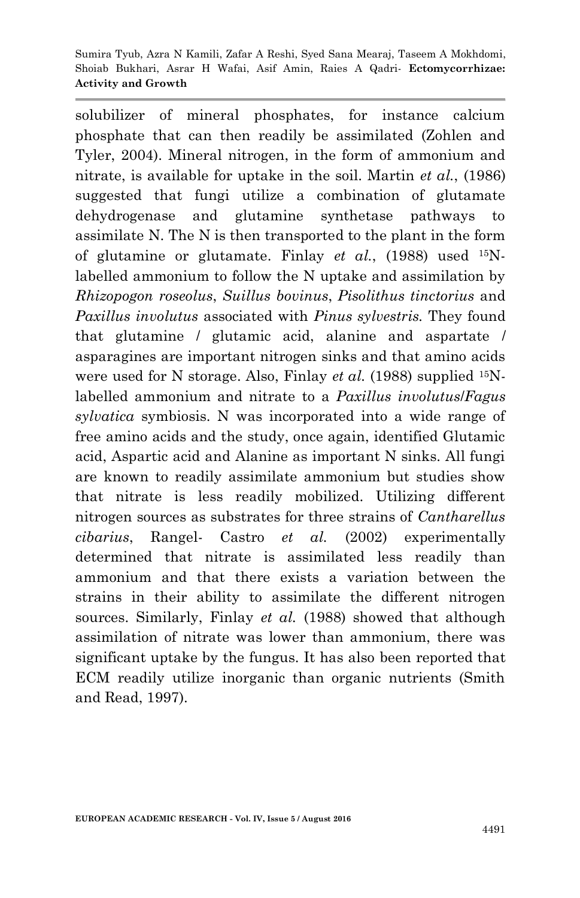solubilizer of mineral phosphates, for instance calcium phosphate that can then readily be assimilated (Zohlen and Tyler, 2004). Mineral nitrogen, in the form of ammonium and nitrate, is available for uptake in the soil. Martin *et al.*, (1986) suggested that fungi utilize a combination of glutamate dehydrogenase and glutamine synthetase pathways to assimilate N. The N is then transported to the plant in the form of glutamine or glutamate. Finlay *et al.*, (1988) used $^{15}$N-labelled ammonium to follow the N uptake and assimilation by *Rhizopogon roseolus*, *Suillus bovinus*, *Pisolithus tinctorius* and *Paxillus involutus* associated with *Pinus sylvestris.* They found that glutamine / glutamic acid, alanine and aspartate / asparagines are important nitrogen sinks and that amino acids were used for N storage. Also, Finlay *et al.* (1988) supplied $^{15}$N-labelled ammonium and nitrate to a *Paxillus involutus*/*Fagus sylvatica* symbiosis. N was incorporated into a wide range of free amino acids and the study, once again, identified Glutamic acid, Aspartic acid and Alanine as important N sinks. All fungi are known to readily assimilate ammonium but studies show that nitrate is less readily mobilized. Utilizing different nitrogen sources as substrates for three strains of *Cantharellus cibarius*, Rangel- Castro *et al.* (2002) experimentally determined that nitrate is assimilated less readily than ammonium and that there exists a variation between the strains in their ability to assimilate the different nitrogen sources. Similarly, Finlay *et al.* (1988) showed that although assimilation of nitrate was lower than ammonium, there was significant uptake by the fungus. It has also been reported that ECM readily utilize inorganic than organic nutrients (Smith and Read, 1997).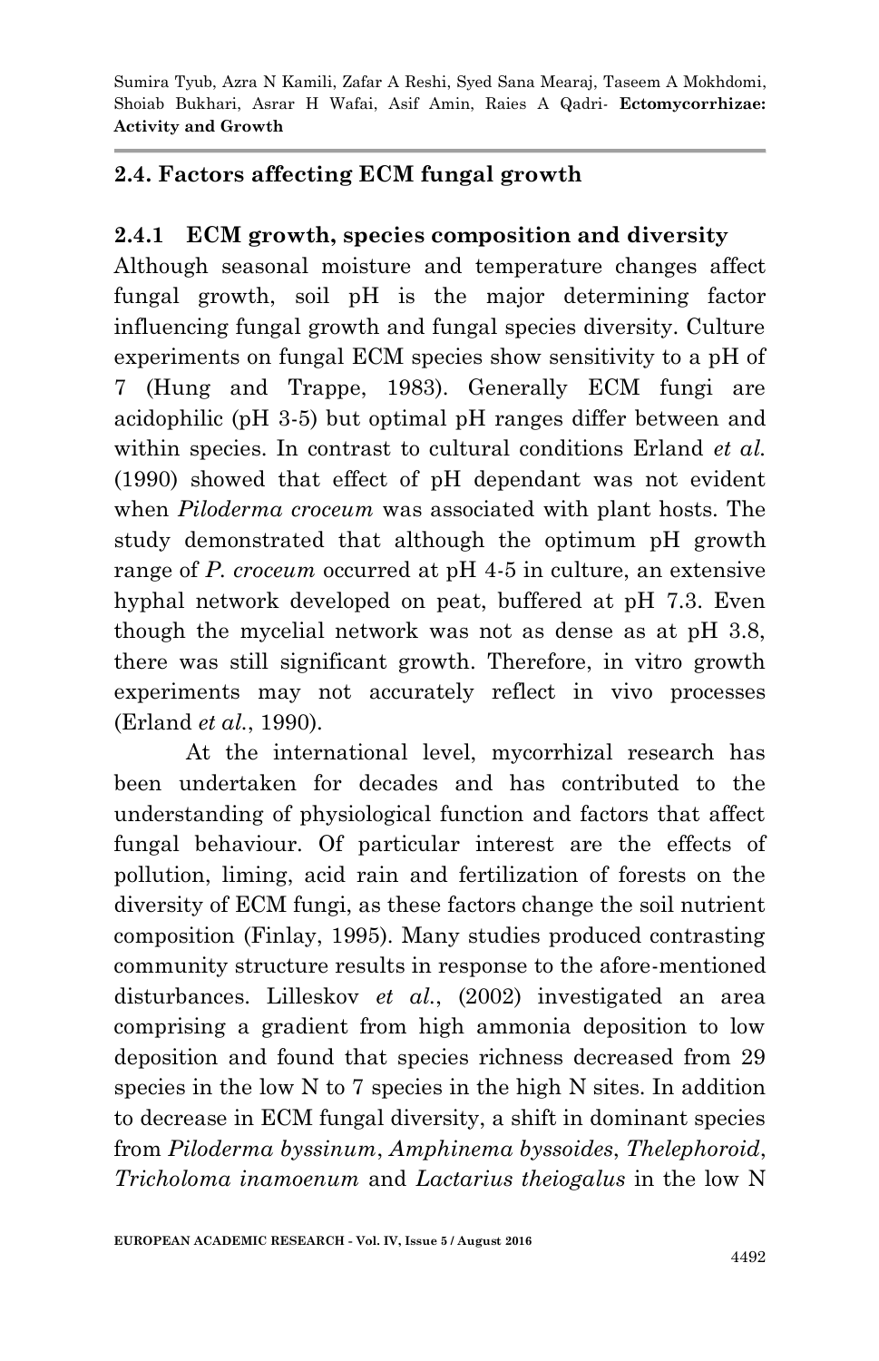## 2.4. Factors affecting ECM fungal growth

### 2.4.1 ECM growth, species composition and diversity

Although seasonal moisture and temperature changes affect fungal growth, soil pH is the major determining factor influencing fungal growth and fungal species diversity. Culture experiments on fungal ECM species show sensitivity to a pH of 7 (Hung and Trappe, 1983). Generally ECM fungi are acidophilic (pH 3-5) but optimal pH ranges differ between and within species. In contrast to cultural conditions Erland *et al.* (1990) showed that effect of pH dependant was not evident when *Piloderma croceum* was associated with plant hosts. The study demonstrated that although the optimum pH growth range of *P. croceum* occurred at pH 4-5 in culture, an extensive hyphal network developed on peat, buffered at pH 7.3. Even though the mycelial network was not as dense as at pH 3.8, there was still significant growth. Therefore, in vitro growth experiments may not accurately reflect in vivo processes (Erland *et al.*, 1990).

At the international level, mycorrhizal research has been undertaken for decades and has contributed to the understanding of physiological function and factors that affect fungal behaviour. Of particular interest are the effects of pollution, liming, acid rain and fertilization of forests on the diversity of ECM fungi, as these factors change the soil nutrient composition (Finlay, 1995). Many studies produced contrasting community structure results in response to the afore-mentioned disturbances. Lilleskov *et al.*, (2002) investigated an area comprising a gradient from high ammonia deposition to low deposition and found that species richness decreased from 29 species in the low N to 7 species in the high N sites. In addition to decrease in ECM fungal diversity, a shift in dominant species from *Piloderma byssinum*, *Amphinema byssoides*, *Thelephoroid*, *Tricholoma inamoenum* and *Lactarius theiogalus* in the low N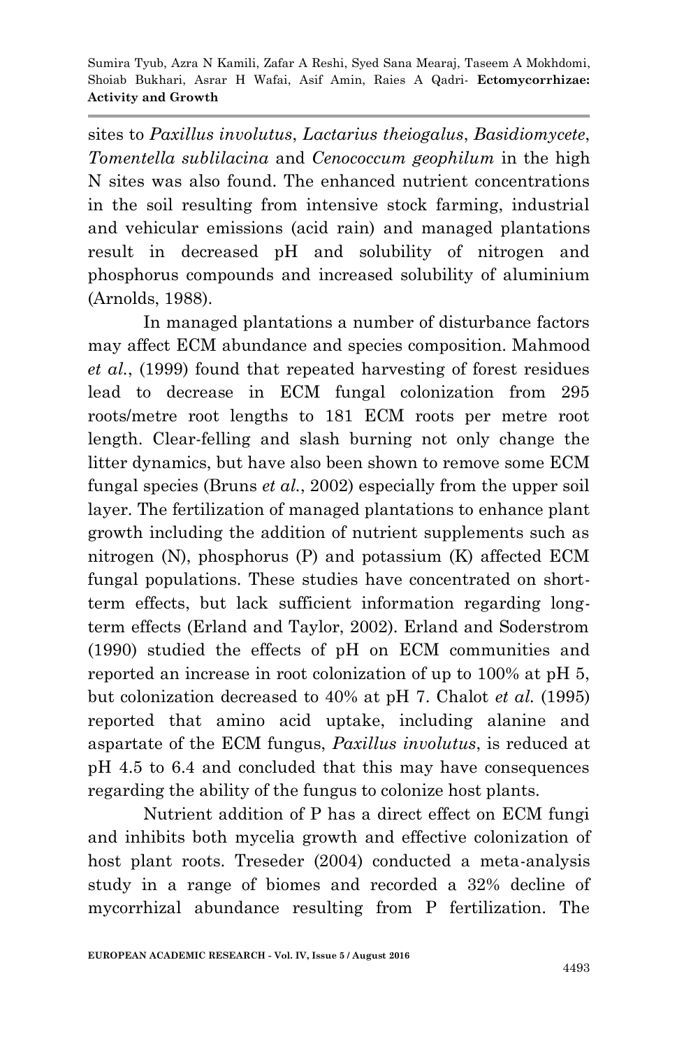sites to *Paxillus involutus*, *Lactarius theiogalus*, *Basidiomycete*, *Tomentella sublilacina* and *Cenococcum geophilum* in the high N sites was also found. The enhanced nutrient concentrations in the soil resulting from intensive stock farming, industrial and vehicular emissions (acid rain) and managed plantations result in decreased pH and solubility of nitrogen and phosphorus compounds and increased solubility of aluminium (Arnolds, 1988).

In managed plantations a number of disturbance factors may affect ECM abundance and species composition. Mahmood *et al.*, (1999) found that repeated harvesting of forest residues lead to decrease in ECM fungal colonization from 295 roots/metre root lengths to 181 ECM roots per metre root length. Clear-felling and slash burning not only change the litter dynamics, but have also been shown to remove some ECM fungal species (Bruns *et al.*, 2002) especially from the upper soil layer. The fertilization of managed plantations to enhance plant growth including the addition of nutrient supplements such as nitrogen (N), phosphorus (P) and potassium (K) affected ECM fungal populations. These studies have concentrated on short-term effects, but lack sufficient information regarding long-term effects (Erland and Taylor, 2002). Erland and Soderstrom (1990) studied the effects of pH on ECM communities and reported an increase in root colonization of up to 100% at pH 5, but colonization decreased to 40% at pH 7. Chalot *et al.* (1995) reported that amino acid uptake, including alanine and aspartate of the ECM fungus, *Paxillus involutus*, is reduced at pH 4.5 to 6.4 and concluded that this may have consequences regarding the ability of the fungus to colonize host plants.

Nutrient addition of P has a direct effect on ECM fungi and inhibits both mycelia growth and effective colonization of host plant roots. Treseder (2004) conducted a meta-analysis study in a range of biomes and recorded a 32% decline of mycorrhizal abundance resulting from P fertilization. The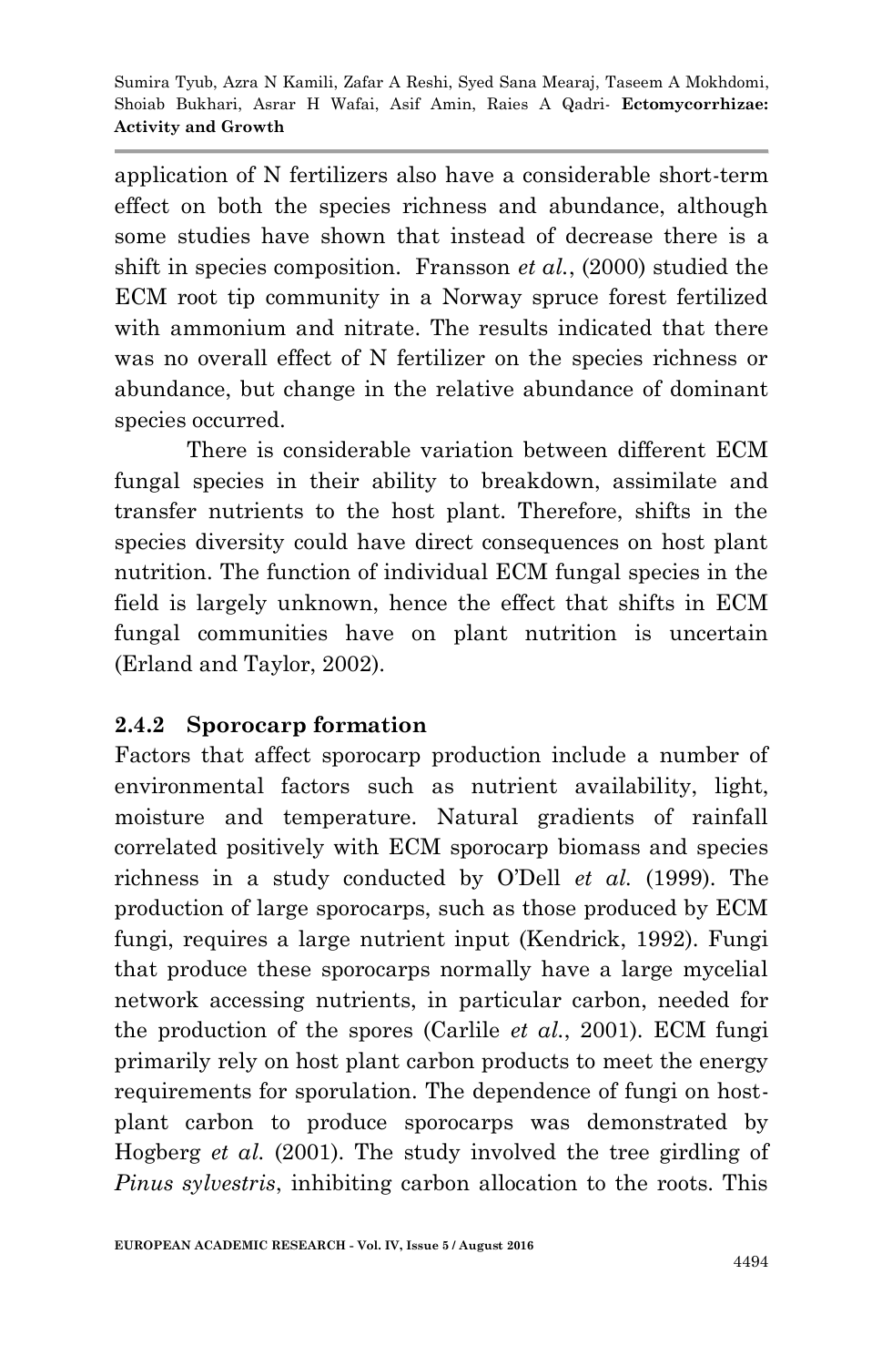application of N fertilizers also have a considerable short-term effect on both the species richness and abundance, although some studies have shown that instead of decrease there is a shift in species composition. Fransson *et al.*, (2000) studied the ECM root tip community in a Norway spruce forest fertilized with ammonium and nitrate. The results indicated that there was no overall effect of N fertilizer on the species richness or abundance, but change in the relative abundance of dominant species occurred.

There is considerable variation between different ECM fungal species in their ability to breakdown, assimilate and transfer nutrients to the host plant. Therefore, shifts in the species diversity could have direct consequences on host plant nutrition. The function of individual ECM fungal species in the field is largely unknown, hence the effect that shifts in ECM fungal communities have on plant nutrition is uncertain (Erland and Taylor, 2002).

### 2.4.2 Sporocarp formation

Factors that affect sporocarp production include a number of environmental factors such as nutrient availability, light, moisture and temperature. Natural gradients of rainfall correlated positively with ECM sporocarp biomass and species richness in a study conducted by O'Dell *et al.* (1999). The production of large sporocarps, such as those produced by ECM fungi, requires a large nutrient input (Kendrick, 1992). Fungi that produce these sporocarps normally have a large mycelial network accessing nutrients, in particular carbon, needed for the production of the spores (Carlile *et al.*, 2001). ECM fungi primarily rely on host plant carbon products to meet the energy requirements for sporulation. The dependence of fungi on host-plant carbon to produce sporocarps was demonstrated by Hogberg *et al.* (2001). The study involved the tree girdling of *Pinus sylvestris*, inhibiting carbon allocation to the roots. This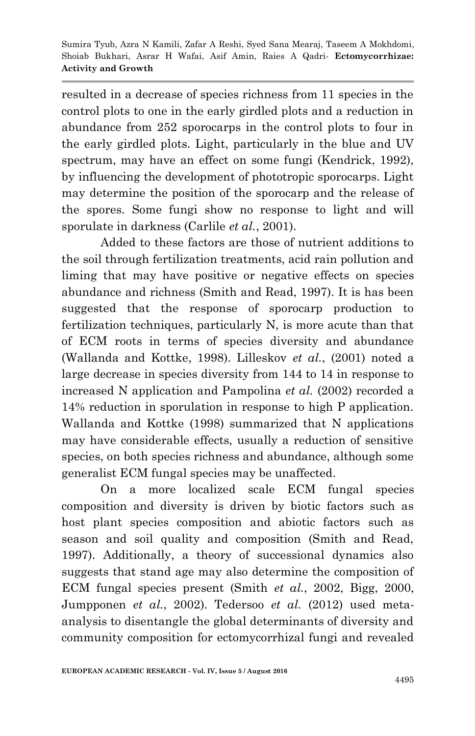resulted in a decrease of species richness from 11 species in the control plots to one in the early girdled plots and a reduction in abundance from 252 sporocarps in the control plots to four in the early girdled plots. Light, particularly in the blue and UV spectrum, may have an effect on some fungi (Kendrick, 1992), by influencing the development of phototropic sporocarps. Light may determine the position of the sporocarp and the release of the spores. Some fungi show no response to light and will sporulate in darkness (Carlile *et al.*, 2001).

Added to these factors are those of nutrient additions to the soil through fertilization treatments, acid rain pollution and liming that may have positive or negative effects on species abundance and richness (Smith and Read, 1997). It is has been suggested that the response of sporocarp production to fertilization techniques, particularly N, is more acute than that of ECM roots in terms of species diversity and abundance (Wallanda and Kottke, 1998). Lilleskov *et al.*, (2001) noted a large decrease in species diversity from 144 to 14 in response to increased N application and Pampolina *et al.* (2002) recorded a 14% reduction in sporulation in response to high P application. Wallanda and Kottke (1998) summarized that N applications may have considerable effects, usually a reduction of sensitive species, on both species richness and abundance, although some generalist ECM fungal species may be unaffected.

On a more localized scale ECM fungal species composition and diversity is driven by biotic factors such as host plant species composition and abiotic factors such as season and soil quality and composition (Smith and Read, 1997). Additionally, a theory of successional dynamics also suggests that stand age may also determine the composition of ECM fungal species present (Smith *et al.*, 2002, Bigg, 2000, Jumpponen *et al.*, 2002). Tedersoo *et al.* (2012) used meta-analysis to disentangle the global determinants of diversity and community composition for ectomycorrhizal fungi and revealed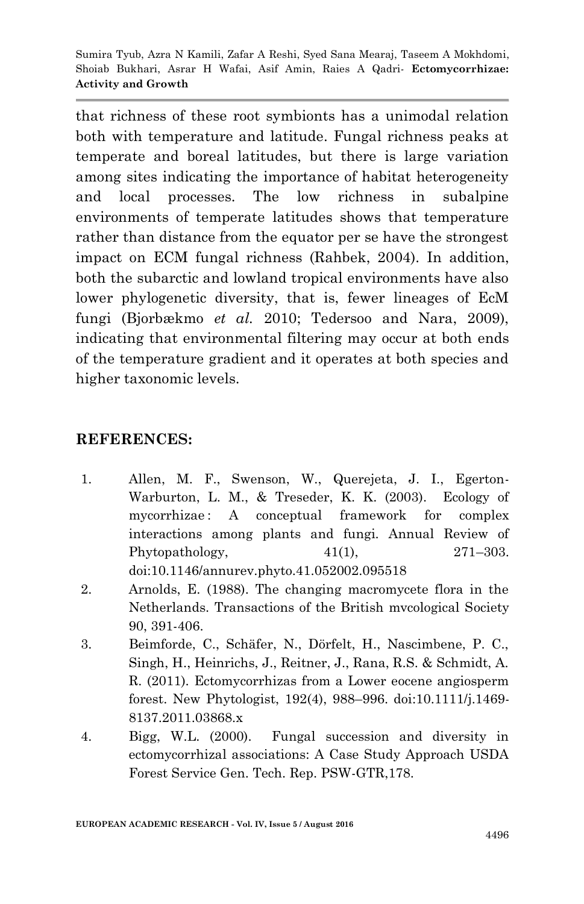that richness of these root symbionts has a unimodal relation both with temperature and latitude. Fungal richness peaks at temperate and boreal latitudes, but there is large variation among sites indicating the importance of habitat heterogeneity and local processes. The low richness in subalpine environments of temperate latitudes shows that temperature rather than distance from the equator per se have the strongest impact on ECM fungal richness (Rahbek, 2004). In addition, both the subarctic and lowland tropical environments have also lower phylogenetic diversity, that is, fewer lineages of EcM fungi (Bjorbækmo *et al.* 2010; Tedersoo and Nara, 2009), indicating that environmental filtering may occur at both ends of the temperature gradient and it operates at both species and higher taxonomic levels.

## REFERENCES:

1. Allen, M. F., Swenson, W., Querejeta, J. I., Egerton-Warburton, L. M., & Treseder, K. K. (2003). Ecology of mycorrhizae : A conceptual framework for complex interactions among plants and fungi. Annual Review of Phytopathology, 41(1), 271–303. doi:10.1146/annurev.phyto.41.052002.095518
2. Arnolds, E. (1988). The changing macromycete flora in the Netherlands. Transactions of the British mvcological Society 90, 391-406.
3. Beimforde, C., Schäfer, N., Dörfelt, H., Nascimbene, P. C., Singh, H., Heinrichs, J., Reitner, J., Rana, R.S. & Schmidt, A. R. (2011). Ectomycorrhizas from a Lower eocene angiosperm forest. New Phytologist, 192(4), 988–996. doi:10.1111/j.1469-8137.2011.03868.x
4. Bigg, W.L. (2000). Fungal succession and diversity in ectomycorrhizal associations: A Case Study Approach USDA Forest Service Gen. Tech. Rep. PSW-GTR,178.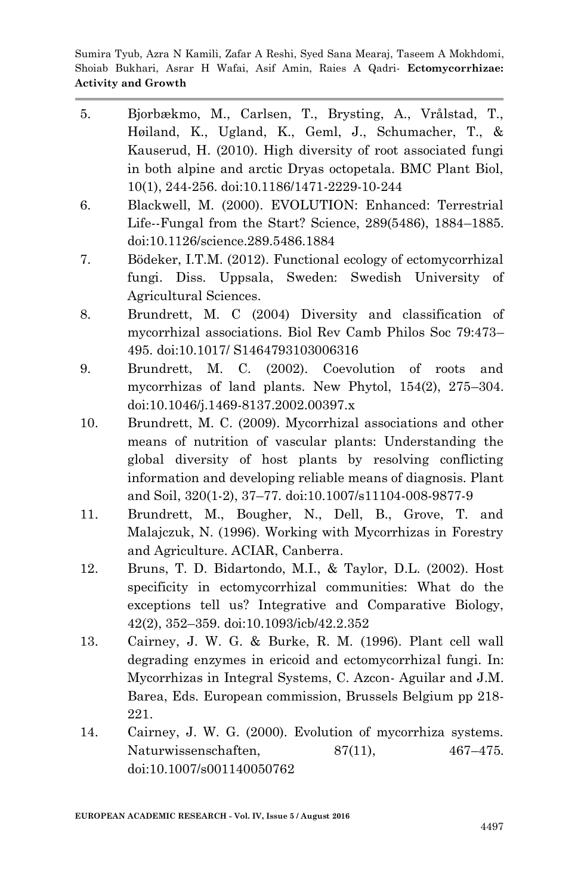5. Bjorbækmo, M., Carlsen, T., Brysting, A., Vrålstad, T., Høiland, K., Ugland, K., Geml, J., Schumacher, T., & Kauserud, H. (2010). High diversity of root associated fungi in both alpine and arctic Dryas octopetala. BMC Plant Biol, 10(1), 244-256. doi:10.1186/1471-2229-10-244
6. Blackwell, M. (2000). EVOLUTION: Enhanced: Terrestrial Life--Fungal from the Start? Science, 289(5486), 1884–1885. doi:10.1126/science.289.5486.1884
7. Bödeker, I.T.M. (2012). Functional ecology of ectomycorrhizal fungi. Diss. Uppsala, Sweden: Swedish University of Agricultural Sciences.
8. Brundrett, M. C (2004) Diversity and classification of mycorrhizal associations. Biol Rev Camb Philos Soc 79:473–495. doi:10.1017/ S1464793103006316
9. Brundrett, M. C. (2002). Coevolution of roots and mycorrhizas of land plants. New Phytol, 154(2), 275–304. doi:10.1046/j.1469-8137.2002.00397.x
10. Brundrett, M. C. (2009). Mycorrhizal associations and other means of nutrition of vascular plants: Understanding the global diversity of host plants by resolving conflicting information and developing reliable means of diagnosis. Plant and Soil, 320(1-2), 37–77. doi:10.1007/s11104-008-9877-9
11. Brundrett, M., Bougher, N., Dell, B., Grove, T. and Malajczuk, N. (1996). Working with Mycorrhizas in Forestry and Agriculture. ACIAR, Canberra.
12. Bruns, T. D. Bidartondo, M.I., & Taylor, D.L. (2002). Host specificity in ectomycorrhizal communities: What do the exceptions tell us? Integrative and Comparative Biology, 42(2), 352–359. doi:10.1093/icb/42.2.352
13. Cairney, J. W. G. & Burke, R. M. (1996). Plant cell wall degrading enzymes in ericoid and ectomycorrhizal fungi. In: Mycorrhizas in Integral Systems, C. Azcon- Aguilar and J.M. Barea, Eds. European commission, Brussels Belgium pp 218-221.
14. Cairney, J. W. G. (2000). Evolution of mycorrhiza systems. Naturwissenschaften, 87(11), 467–475. doi:10.1007/s001140050762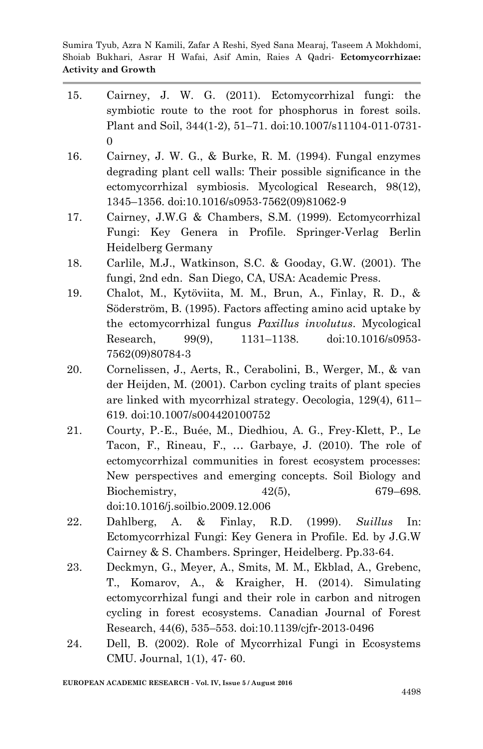15. Cairney, J. W. G. (2011). Ectomycorrhizal fungi: the symbiotic route to the root for phosphorus in forest soils. Plant and Soil, 344(1-2), 51–71. doi:10.1007/s11104-011-0731-0
16. Cairney, J. W. G., & Burke, R. M. (1994). Fungal enzymes degrading plant cell walls: Their possible significance in the ectomycorrhizal symbiosis. Mycological Research, 98(12), 1345–1356. doi:10.1016/s0953-7562(09)81062-9
17. Cairney, J.W.G & Chambers, S.M. (1999). Ectomycorrhizal Fungi: Key Genera in Profile. Springer-Verlag Berlin Heidelberg Germany
18. Carlile, M.J., Watkinson, S.C. & Gooday, G.W. (2001). The fungi, 2nd edn. San Diego, CA, USA: Academic Press.
19. Chalot, M., Kytöviita, M. M., Brun, A., Finlay, R. D., & Söderström, B. (1995). Factors affecting amino acid uptake by the ectomycorrhizal fungus *Paxillus involutus*. Mycological Research, 99(9), 1131–1138. doi:10.1016/s0953-7562(09)80784-3
20. Cornelissen, J., Aerts, R., Cerabolini, B., Werger, M., & van der Heijden, M. (2001). Carbon cycling traits of plant species are linked with mycorrhizal strategy. Oecologia, 129(4), 611–619. doi:10.1007/s004420100752
21. Courty, P.-E., Buée, M., Diedhiou, A. G., Frey-Klett, P., Le Tacon, F., Rineau, F., … Garbaye, J. (2010). The role of ectomycorrhizal communities in forest ecosystem processes: New perspectives and emerging concepts. Soil Biology and Biochemistry, 42(5), 679–698. doi:10.1016/j.soilbio.2009.12.006
22. Dahlberg, A. & Finlay, R.D. (1999). *Suillus* In: Ectomycorrhizal Fungi: Key Genera in Profile. Ed. by J.G.W Cairney & S. Chambers. Springer, Heidelberg. Pp.33-64.
23. Deckmyn, G., Meyer, A., Smits, M. M., Ekblad, A., Grebenc, T., Komarov, A., & Kraigher, H. (2014). Simulating ectomycorrhizal fungi and their role in carbon and nitrogen cycling in forest ecosystems. Canadian Journal of Forest Research, 44(6), 535–553. doi:10.1139/cjfr-2013-0496
24. Dell, B. (2002). Role of Mycorrhizal Fungi in Ecosystems CMU. Journal, 1(1), 47- 60.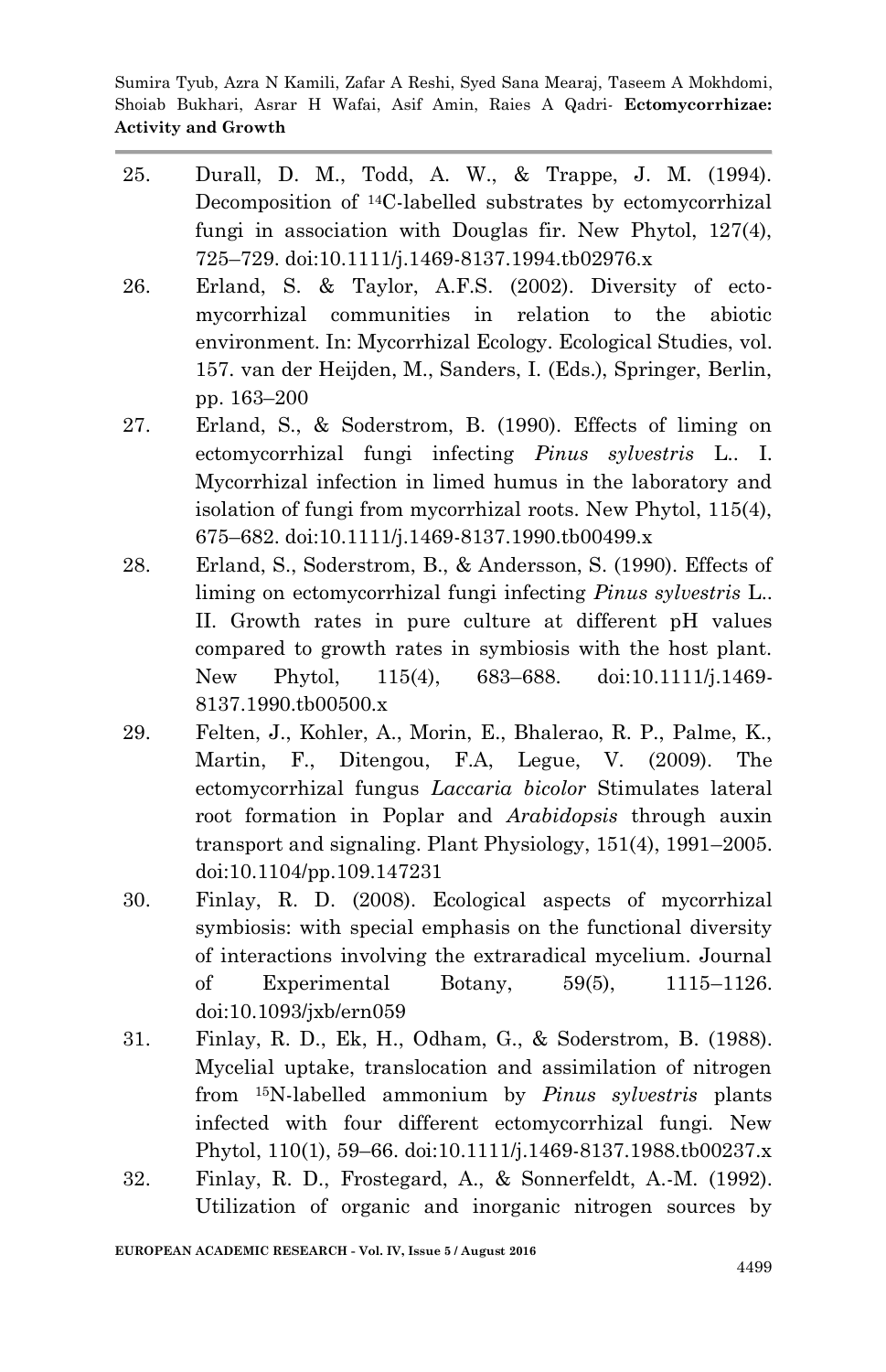25. Durall, D. M., Todd, A. W., & Trappe, J. M. (1994). Decomposition of $^{14}$C-labelled substrates by ectomycorrhizal fungi in association with Douglas fir. New Phytol, 127(4), 725–729. doi:10.1111/j.1469-8137.1994.tb02976.x
26. Erland, S. & Taylor, A.F.S. (2002). Diversity of ecto-mycorrhizal communities in relation to the abiotic environment. In: Mycorrhizal Ecology. Ecological Studies, vol. 157. van der Heijden, M., Sanders, I. (Eds.), Springer, Berlin, pp. 163–200
27. Erland, S., & Soderstrom, B. (1990). Effects of liming on ectomycorrhizal fungi infecting *Pinus sylvestris* L.. I. Mycorrhizal infection in limed humus in the laboratory and isolation of fungi from mycorrhizal roots. New Phytol, 115(4), 675–682. doi:10.1111/j.1469-8137.1990.tb00499.x
28. Erland, S., Soderstrom, B., & Andersson, S. (1990). Effects of liming on ectomycorrhizal fungi infecting *Pinus sylvestris* L.. II. Growth rates in pure culture at different pH values compared to growth rates in symbiosis with the host plant. New Phytol, 115(4), 683–688. doi:10.1111/j.1469-8137.1990.tb00500.x
29. Felten, J., Kohler, A., Morin, E., Bhalerao, R. P., Palme, K., Martin, F., Ditengou, F.A, Legue, V. (2009). The ectomycorrhizal fungus *Laccaria bicolor* Stimulates lateral root formation in Poplar and *Arabidopsis* through auxin transport and signaling. Plant Physiology, 151(4), 1991–2005. doi:10.1104/pp.109.147231
30. Finlay, R. D. (2008). Ecological aspects of mycorrhizal symbiosis: with special emphasis on the functional diversity of interactions involving the extraradical mycelium. Journal of Experimental Botany, 59(5), 1115–1126. doi:10.1093/jxb/ern059
31. Finlay, R. D., Ek, H., Odham, G., & Soderstrom, B. (1988). Mycelial uptake, translocation and assimilation of nitrogen from $^{15}$N-labelled ammonium by *Pinus sylvestris* plants infected with four different ectomycorrhizal fungi. New Phytol, 110(1), 59–66. doi:10.1111/j.1469-8137.1988.tb00237.x
32. Finlay, R. D., Frostegard, A., & Sonnerfeldt, A.-M. (1992). Utilization of organic and inorganic nitrogen sources by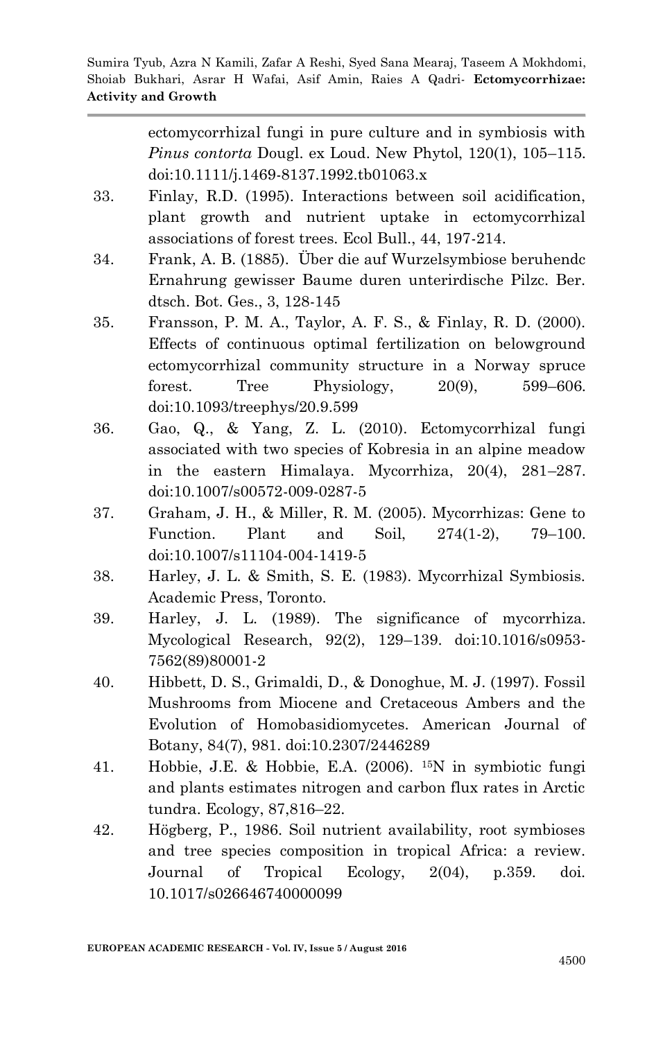ectomycorrhizal fungi in pure culture and in symbiosis with *Pinus contorta* Dougl. ex Loud. New Phytol, 120(1), 105–115. doi:10.1111/j.1469-8137.1992.tb01063.x

33. Finlay, R.D. (1995). Interactions between soil acidification, plant growth and nutrient uptake in ectomycorrhizal associations of forest trees. Ecol Bull., 44, 197-214.
34. Frank, A. B. (1885). Über die auf Wurzelsymbiose beruhendc Ernahrung gewisser Baume duren unterirdische Pilzc. Ber. dtsch. Bot. Ges., 3, 128-145
35. Fransson, P. M. A., Taylor, A. F. S., & Finlay, R. D. (2000). Effects of continuous optimal fertilization on belowground ectomycorrhizal community structure in a Norway spruce forest. Tree Physiology, 20(9), 599–606. doi:10.1093/treephys/20.9.599
36. Gao, Q., & Yang, Z. L. (2010). Ectomycorrhizal fungi associated with two species of Kobresia in an alpine meadow in the eastern Himalaya. Mycorrhiza, 20(4), 281–287. doi:10.1007/s00572-009-0287-5
37. Graham, J. H., & Miller, R. M. (2005). Mycorrhizas: Gene to Function. Plant and Soil, 274(1-2), 79–100. doi:10.1007/s11104-004-1419-5
38. Harley, J. L. & Smith, S. E. (1983). Mycorrhizal Symbiosis. Academic Press, Toronto.
39. Harley, J. L. (1989). The significance of mycorrhiza. Mycological Research, 92(2), 129–139. doi:10.1016/s0953-7562(89)80001-2
40. Hibbett, D. S., Grimaldi, D., & Donoghue, M. J. (1997). Fossil Mushrooms from Miocene and Cretaceous Ambers and the Evolution of Homobasidiomycetes. American Journal of Botany, 84(7), 981. doi:10.2307/2446289
41. Hobbie, J.E. & Hobbie, E.A. (2006). $^{15}$N in symbiotic fungi and plants estimates nitrogen and carbon flux rates in Arctic tundra. Ecology, 87,816–22.
42. Högberg, P., 1986. Soil nutrient availability, root symbioses and tree species composition in tropical Africa: a review. Journal of Tropical Ecology, 2(04), p.359. doi. 10.1017/s026646740000099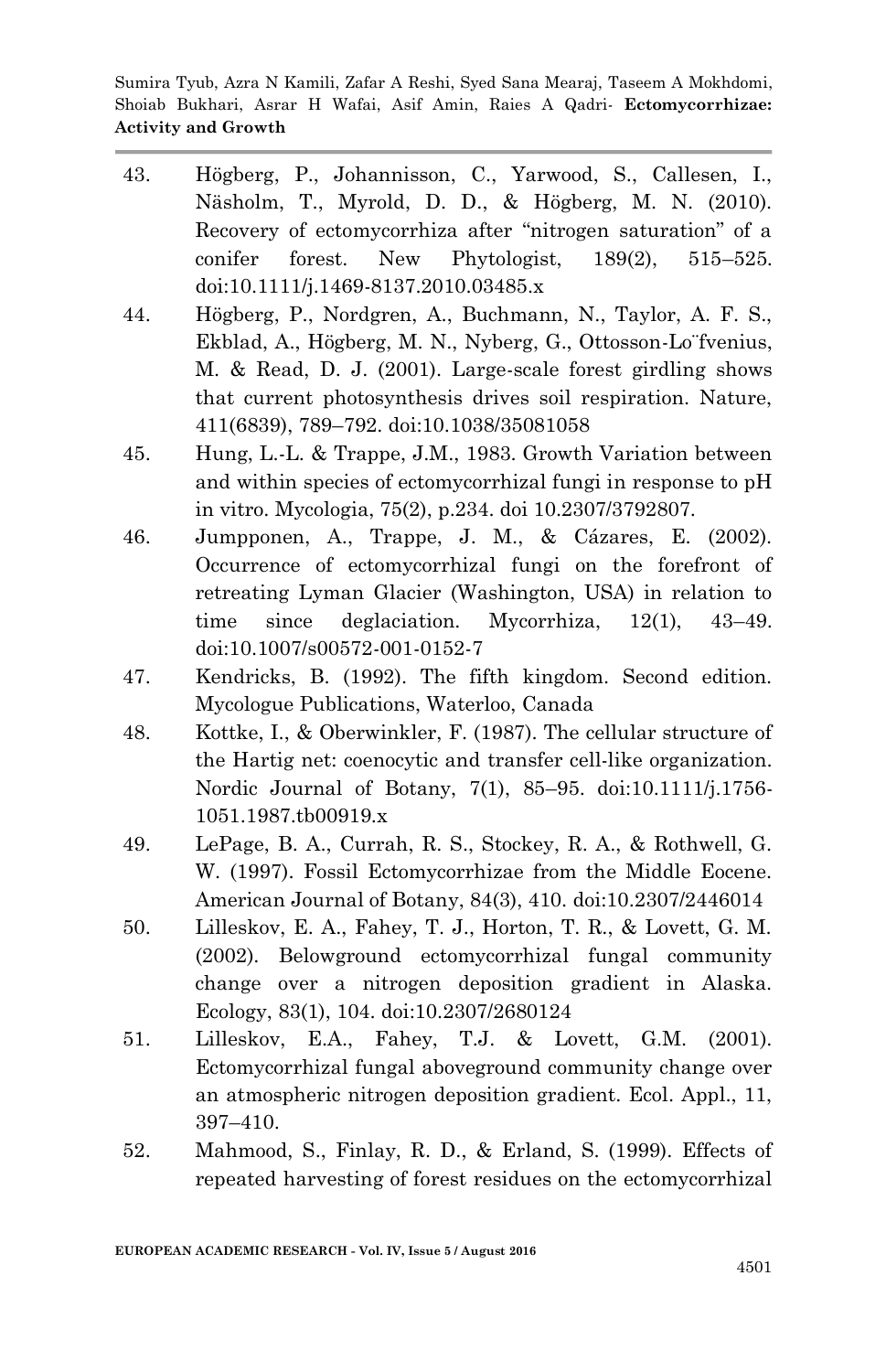43. Högberg, P., Johannisson, C., Yarwood, S., Callesen, I., Näsholm, T., Myrold, D. D., & Högberg, M. N. (2010). Recovery of ectomycorrhiza after "nitrogen saturation" of a conifer forest. New Phytologist, 189(2), 515–525. doi:10.1111/j.1469-8137.2010.03485.x
44. Högberg, P., Nordgren, A., Buchmann, N., Taylor, A. F. S., Ekblad, A., Högberg, M. N., Nyberg, G., Ottosson-Lo¨fvenius, M. & Read, D. J. (2001). Large-scale forest girdling shows that current photosynthesis drives soil respiration. Nature, 411(6839), 789–792. doi:10.1038/35081058
45. Hung, L.-L. & Trappe, J.M., 1983. Growth Variation between and within species of ectomycorrhizal fungi in response to pH in vitro. Mycologia, 75(2), p.234. doi 10.2307/3792807.
46. Jumpponen, A., Trappe, J. M., & Cázares, E. (2002). Occurrence of ectomycorrhizal fungi on the forefront of retreating Lyman Glacier (Washington, USA) in relation to time since deglaciation. Mycorrhiza, 12(1), 43–49. doi:10.1007/s00572-001-0152-7
47. Kendricks, B. (1992). The fifth kingdom. Second edition. Mycologue Publications, Waterloo, Canada
48. Kottke, I., & Oberwinkler, F. (1987). The cellular structure of the Hartig net: coenocytic and transfer cell-like organization. Nordic Journal of Botany, 7(1), 85–95. doi:10.1111/j.1756-1051.1987.tb00919.x
49. LePage, B. A., Currah, R. S., Stockey, R. A., & Rothwell, G. W. (1997). Fossil Ectomycorrhizae from the Middle Eocene. American Journal of Botany, 84(3), 410. doi:10.2307/2446014
50. Lilleskov, E. A., Fahey, T. J., Horton, T. R., & Lovett, G. M. (2002). Belowground ectomycorrhizal fungal community change over a nitrogen deposition gradient in Alaska. Ecology, 83(1), 104. doi:10.2307/2680124
51. Lilleskov, E.A., Fahey, T.J. & Lovett, G.M. (2001). Ectomycorrhizal fungal aboveground community change over an atmospheric nitrogen deposition gradient. Ecol. Appl., 11, 397–410.
52. Mahmood, S., Finlay, R. D., & Erland, S. (1999). Effects of repeated harvesting of forest residues on the ectomycorrhizal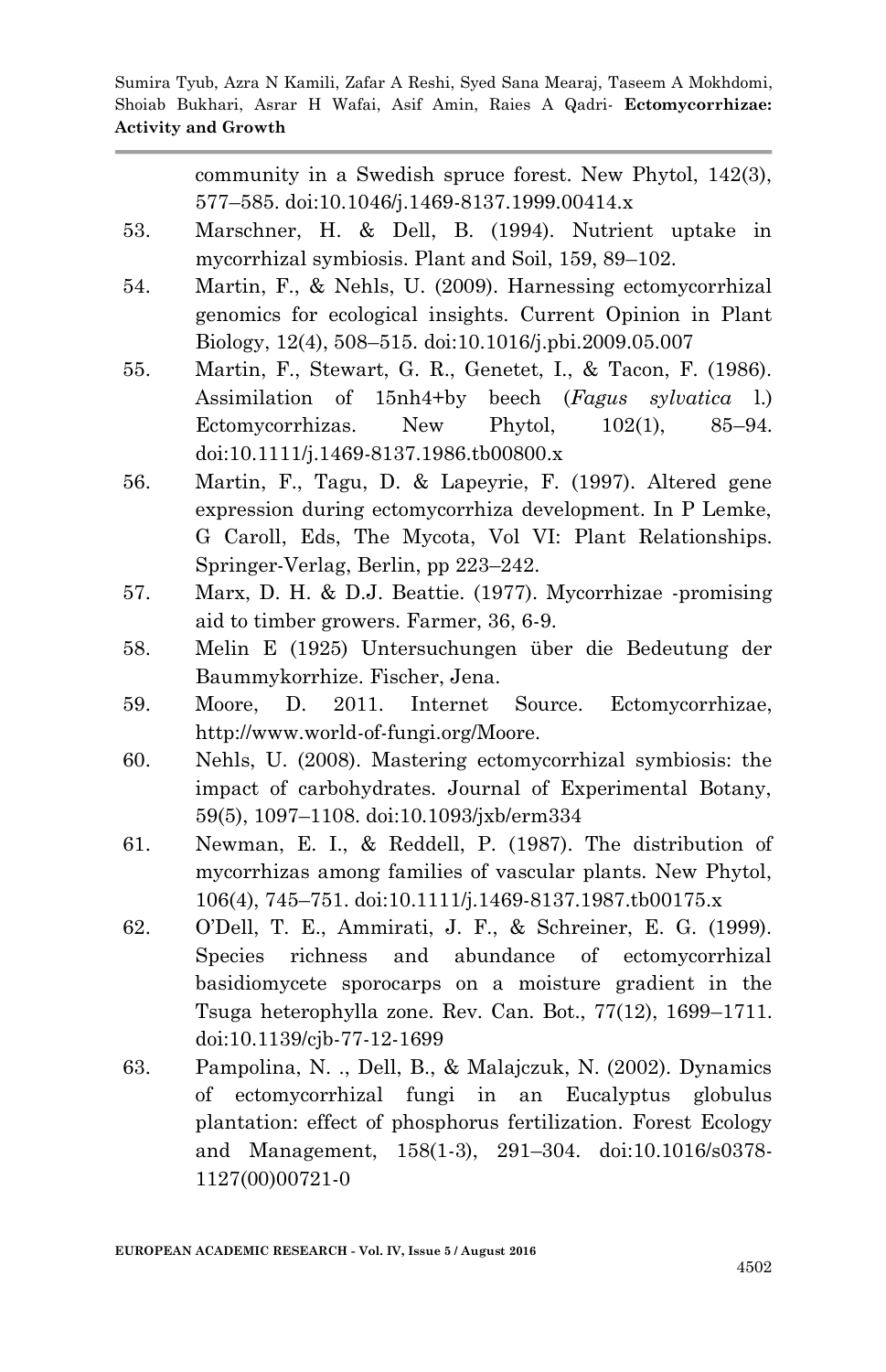community in a Swedish spruce forest. New Phytol, 142(3), 577–585. doi:10.1046/j.1469-8137.1999.00414.x

53. Marschner, H. & Dell, B. (1994). Nutrient uptake in mycorrhizal symbiosis. Plant and Soil, 159, 89–102.

54. Martin, F., & Nehls, U. (2009). Harnessing ectomycorrhizal genomics for ecological insights. Current Opinion in Plant Biology, 12(4), 508–515. doi:10.1016/j.pbi.2009.05.007

55. Martin, F., Stewart, G. R., Genetet, I., & Tacon, F. (1986). Assimilation of 15nh4+by beech (*Fagus sylvatica* l.) Ectomycorrhizas. New Phytol, 102(1), 85–94. doi:10.1111/j.1469-8137.1986.tb00800.x

56. Martin, F., Tagu, D. & Lapeyrie, F. (1997). Altered gene expression during ectomycorrhiza development. In P Lemke, G Caroll, Eds, The Mycota, Vol VI: Plant Relationships. Springer-Verlag, Berlin, pp 223–242.

57. Marx, D. H. & D.J. Beattie. (1977). Mycorrhizae -promising aid to timber growers. Farmer, 36, 6-9.

58. Melin E (1925) Untersuchungen über die Bedeutung der Baummykorrhize. Fischer, Jena.

59. Moore, D. 2011. Internet Source. Ectomycorrhizae, http://www.world-of-fungi.org/Moore.

60. Nehls, U. (2008). Mastering ectomycorrhizal symbiosis: the impact of carbohydrates. Journal of Experimental Botany, 59(5), 1097–1108. doi:10.1093/jxb/erm334

61. Newman, E. I., & Reddell, P. (1987). The distribution of mycorrhizas among families of vascular plants. New Phytol, 106(4), 745–751. doi:10.1111/j.1469-8137.1987.tb00175.x

62. O'Dell, T. E., Ammirati, J. F., & Schreiner, E. G. (1999). Species richness and abundance of ectomycorrhizal basidiomycete sporocarps on a moisture gradient in the Tsuga heterophylla zone. Rev. Can. Bot., 77(12), 1699–1711. doi:10.1139/cjb-77-12-1699

63. Pampolina, N. ., Dell, B., & Malajczuk, N. (2002). Dynamics of ectomycorrhizal fungi in an Eucalyptus globulus plantation: effect of phosphorus fertilization. Forest Ecology and Management, 158(1-3), 291–304. doi:10.1016/s0378-1127(00)00721-0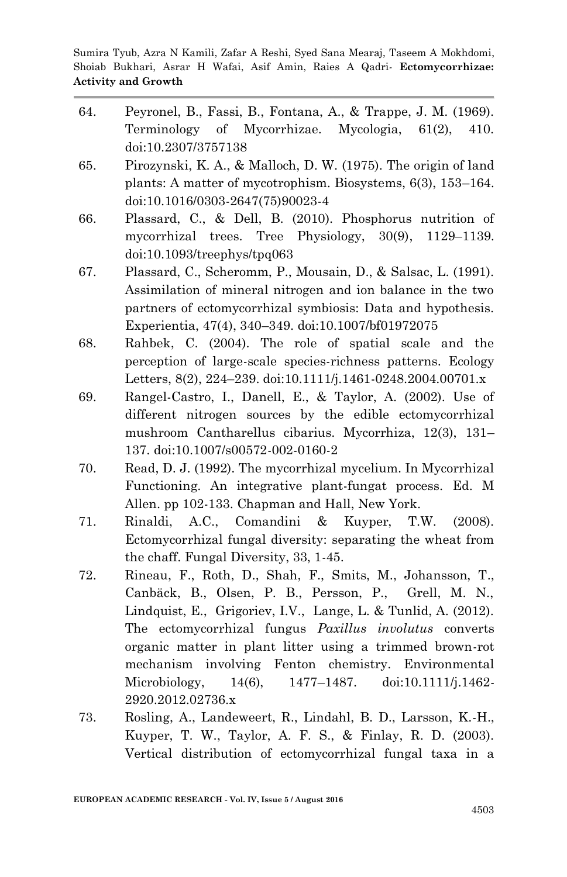64. Peyronel, B., Fassi, B., Fontana, A., & Trappe, J. M. (1969). Terminology of Mycorrhizae. Mycologia, 61(2), 410. doi:10.2307/3757138

65. Pirozynski, K. A., & Malloch, D. W. (1975). The origin of land plants: A matter of mycotrophism. Biosystems, 6(3), 153–164. doi:10.1016/0303-2647(75)90023-4

66. Plassard, C., & Dell, B. (2010). Phosphorus nutrition of mycorrhizal trees. Tree Physiology, 30(9), 1129–1139. doi:10.1093/treephys/tpq063

67. Plassard, C., Scheromm, P., Mousain, D., & Salsac, L. (1991). Assimilation of mineral nitrogen and ion balance in the two partners of ectomycorrhizal symbiosis: Data and hypothesis. Experientia, 47(4), 340–349. doi:10.1007/bf01972075

68. Rahbek, C. (2004). The role of spatial scale and the perception of large-scale species-richness patterns. Ecology Letters, 8(2), 224–239. doi:10.1111/j.1461-0248.2004.00701.x

69. Rangel-Castro, I., Danell, E., & Taylor, A. (2002). Use of different nitrogen sources by the edible ectomycorrhizal mushroom Cantharellus cibarius. Mycorrhiza, 12(3), 131–137. doi:10.1007/s00572-002-0160-2

70. Read, D. J. (1992). The mycorrhizal mycelium. In Mycorrhizal Functioning. An integrative plant-fungat process. Ed. M Allen. pp 102-133. Chapman and Hall, New York.

71. Rinaldi, A.C., Comandini & Kuyper, T.W. (2008). Ectomycorrhizal fungal diversity: separating the wheat from the chaff. Fungal Diversity, 33, 1-45.

72. Rineau, F., Roth, D., Shah, F., Smits, M., Johansson, T., Canbäck, B., Olsen, P. B., Persson, P., Grell, M. N., Lindquist, E., Grigoriev, I.V., Lange, L. & Tunlid, A. (2012). The ectomycorrhizal fungus *Paxillus involutus* converts organic matter in plant litter using a trimmed brown-rot mechanism involving Fenton chemistry. Environmental Microbiology, 14(6), 1477–1487. doi:10.1111/j.1462-2920.2012.02736.x

73. Rosling, A., Landeweert, R., Lindahl, B. D., Larsson, K.-H., Kuyper, T. W., Taylor, A. F. S., & Finlay, R. D. (2003). Vertical distribution of ectomycorrhizal fungal taxa in a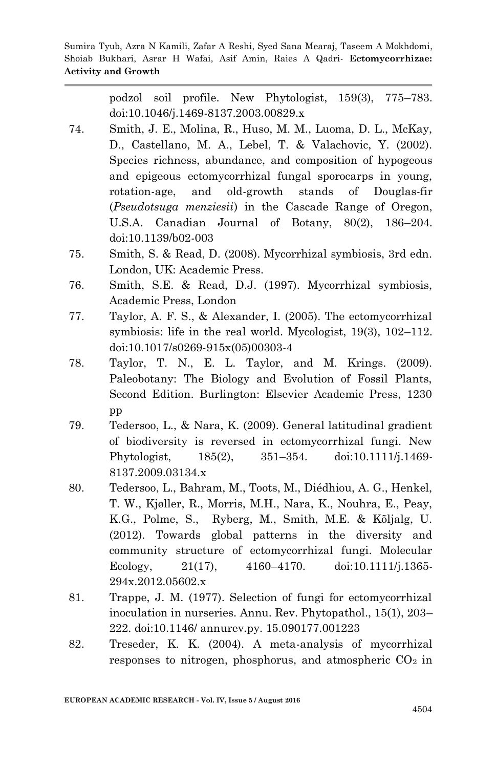podzol soil profile. New Phytologist, 159(3), 775–783. doi:10.1046/j.1469-8137.2003.00829.x

74. Smith, J. E., Molina, R., Huso, M. M., Luoma, D. L., McKay, D., Castellano, M. A., Lebel, T. & Valachovic, Y. (2002). Species richness, abundance, and composition of hypogeous and epigeous ectomycorrhizal fungal sporocarps in young, rotation-age, and old-growth stands of Douglas-fir (*Pseudotsuga menziesii*) in the Cascade Range of Oregon, U.S.A. Canadian Journal of Botany, 80(2), 186–204. doi:10.1139/b02-003
75. Smith, S. & Read, D. (2008). Mycorrhizal symbiosis, 3rd edn. London, UK: Academic Press.
76. Smith, S.E. & Read, D.J. (1997). Mycorrhizal symbiosis, Academic Press, London
77. Taylor, A. F. S., & Alexander, I. (2005). The ectomycorrhizal symbiosis: life in the real world. Mycologist, 19(3), 102–112. doi:10.1017/s0269-915x(05)00303-4
78. Taylor, T. N., E. L. Taylor, and M. Krings. (2009). Paleobotany: The Biology and Evolution of Fossil Plants, Second Edition. Burlington: Elsevier Academic Press, 1230 pp
79. Tedersoo, L., & Nara, K. (2009). General latitudinal gradient of biodiversity is reversed in ectomycorrhizal fungi. New Phytologist, 185(2), 351–354. doi:10.1111/j.1469-8137.2009.03134.x
80. Tedersoo, L., Bahram, M., Toots, M., Diédhiou, A. G., Henkel, T. W., Kjøller, R., Morris, M.H., Nara, K., Nouhra, E., Peay, K.G., Polme, S., Ryberg, M., Smith, M.E. & Kõljalg, U. (2012). Towards global patterns in the diversity and community structure of ectomycorrhizal fungi. Molecular Ecology, 21(17), 4160–4170. doi:10.1111/j.1365-294x.2012.05602.x
81. Trappe, J. M. (1977). Selection of fungi for ectomycorrhizal inoculation in nurseries. Annu. Rev. Phytopathol., 15(1), 203–222. doi:10.1146/ annurev.py. 15.090177.001223
82. Treseder, K. K. (2004). A meta-analysis of mycorrhizal responses to nitrogen, phosphorus, and atmospheric $CO_2$ in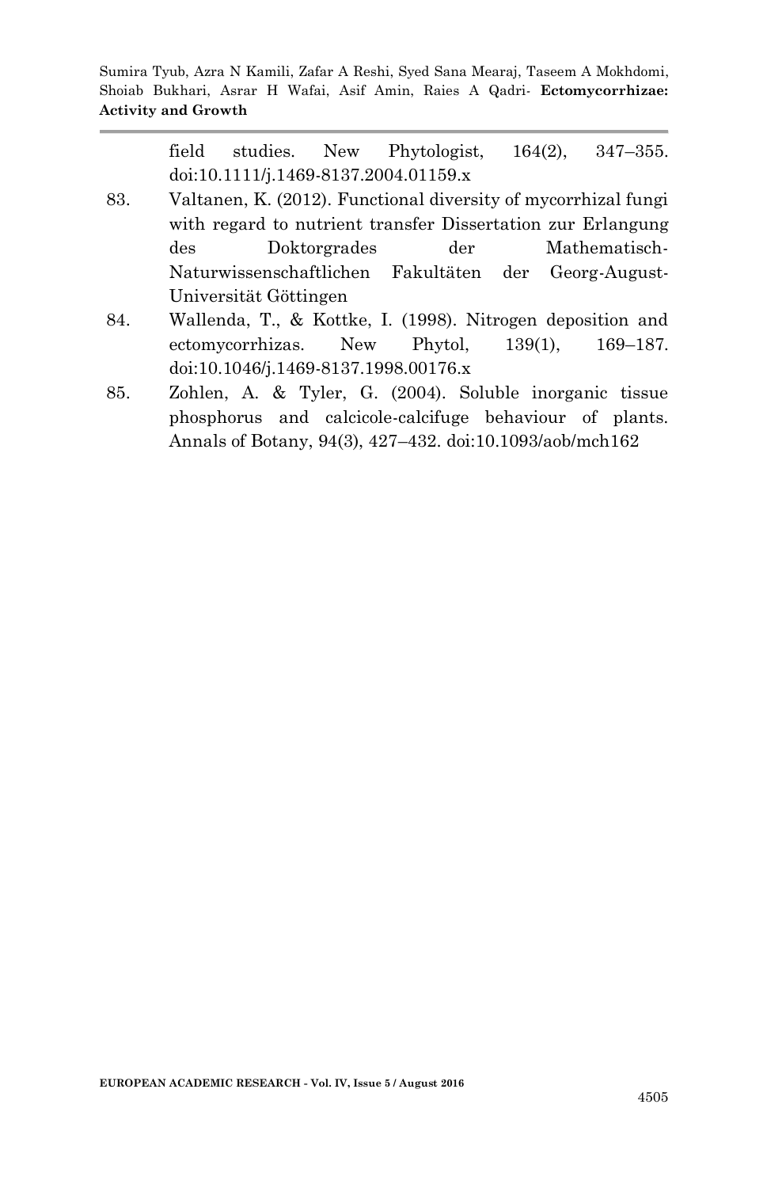field studies. New Phytologist, 164(2), 347–355. doi:10.1111/j.1469-8137.2004.01159.x

83. Valtanen, K. (2012). Functional diversity of mycorrhizal fungi with regard to nutrient transfer Dissertation zur Erlangung des Doktorgrades der Mathematisch-Naturwissenschaftlichen Fakultäten der Georg-August-Universität Göttingen

84. Wallenda, T., & Kottke, I. (1998). Nitrogen deposition and ectomycorrhizas. New Phytol, 139(1), 169–187. doi:10.1046/j.1469-8137.1998.00176.x

85. Zohlen, A. & Tyler, G. (2004). Soluble inorganic tissue phosphorus and calcicole-calcifuge behaviour of plants. Annals of Botany, 94(3), 427–432. doi:10.1093/aob/mch162